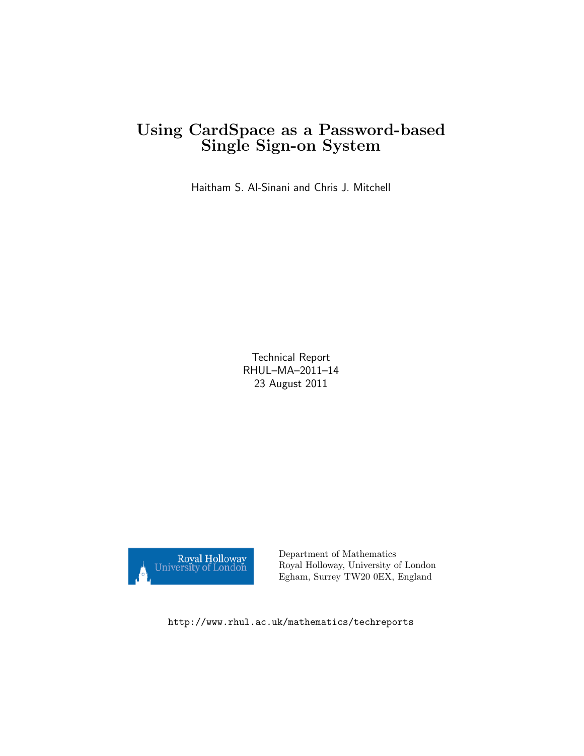# Using CardSpace as a Password-based Single Sign-on System

Haitham S. Al-Sinani and Chris J. Mitchell

Technical Report
RHUL–MA–2011–14
23 August 2011

Royal Holloway University of London

Department of Mathematics
Royal Holloway, University of London
Egham, Surrey TW20 0EX, England

http://www.rhul.ac.uk/mathematics/techreports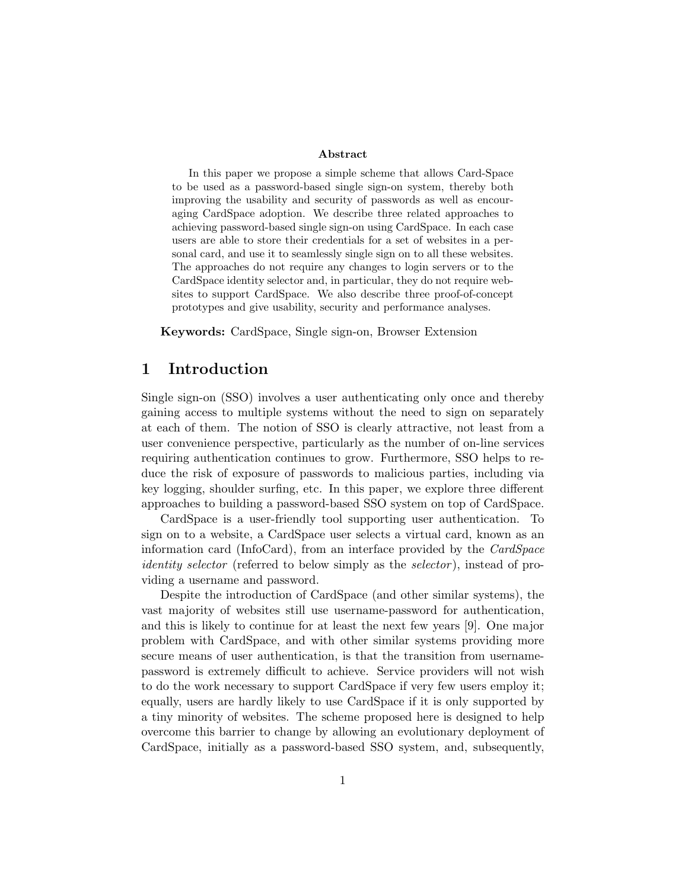**Abstract**

In this paper we propose a simple scheme that allows Card-Space to be used as a password-based single sign-on system, thereby both improving the usability and security of passwords as well as encouraging CardSpace adoption. We describe three related approaches to achieving password-based single sign-on using CardSpace. In each case users are able to store their credentials for a set of websites in a personal card, and use it to seamlessly single sign on to all these websites. The approaches do not require any changes to login servers or to the CardSpace identity selector and, in particular, they do not require websites to support CardSpace. We also describe three proof-of-concept prototypes and give usability, security and performance analyses.

**Keywords:** CardSpace, Single sign-on, Browser Extension

# 1 Introduction

Single sign-on (SSO) involves a user authenticating only once and thereby gaining access to multiple systems without the need to sign on separately at each of them. The notion of SSO is clearly attractive, not least from a user convenience perspective, particularly as the number of on-line services requiring authentication continues to grow. Furthermore, SSO helps to reduce the risk of exposure of passwords to malicious parties, including via key logging, shoulder surfing, etc. In this paper, we explore three different approaches to building a password-based SSO system on top of CardSpace.

CardSpace is a user-friendly tool supporting user authentication. To sign on to a website, a CardSpace user selects a virtual card, known as an information card (InfoCard), from an interface provided by the *CardSpace identity selector* (referred to below simply as the *selector*), instead of providing a username and password.

Despite the introduction of CardSpace (and other similar systems), the vast majority of websites still use username-password for authentication, and this is likely to continue for at least the next few years [9]. One major problem with CardSpace, and with other similar systems providing more secure means of user authentication, is that the transition from username-password is extremely difficult to achieve. Service providers will not wish to do the work necessary to support CardSpace if very few users employ it; equally, users are hardly likely to use CardSpace if it is only supported by a tiny minority of websites. The scheme proposed here is designed to help overcome this barrier to change by allowing an evolutionary deployment of CardSpace, initially as a password-based SSO system, and, subsequently,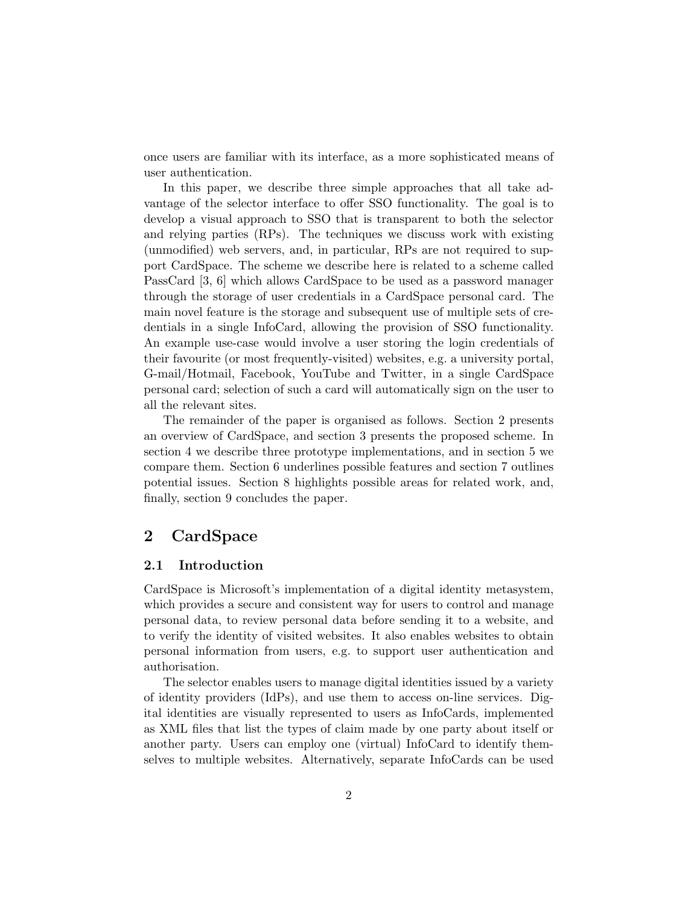once users are familiar with its interface, as a more sophisticated means of user authentication.

In this paper, we describe three simple approaches that all take advantage of the selector interface to offer SSO functionality. The goal is to develop a visual approach to SSO that is transparent to both the selector and relying parties (RPs). The techniques we discuss work with existing (unmodified) web servers, and, in particular, RPs are not required to support CardSpace. The scheme we describe here is related to a scheme called PassCard [3, 6] which allows CardSpace to be used as a password manager through the storage of user credentials in a CardSpace personal card. The main novel feature is the storage and subsequent use of multiple sets of credentials in a single InfoCard, allowing the provision of SSO functionality. An example use-case would involve a user storing the login credentials of their favourite (or most frequently-visited) websites, e.g. a university portal, G-mail/Hotmail, Facebook, YouTube and Twitter, in a single CardSpace personal card; selection of such a card will automatically sign on the user to all the relevant sites.

The remainder of the paper is organised as follows. Section 2 presents an overview of CardSpace, and section 3 presents the proposed scheme. In section 4 we describe three prototype implementations, and in section 5 we compare them. Section 6 underlines possible features and section 7 outlines potential issues. Section 8 highlights possible areas for related work, and, finally, section 9 concludes the paper.

## 2 CardSpace

### 2.1 Introduction

CardSpace is Microsoft's implementation of a digital identity metasystem, which provides a secure and consistent way for users to control and manage personal data, to review personal data before sending it to a website, and to verify the identity of visited websites. It also enables websites to obtain personal information from users, e.g. to support user authentication and authorisation.

The selector enables users to manage digital identities issued by a variety of identity providers (IdPs), and use them to access on-line services. Digital identities are visually represented to users as InfoCards, implemented as XML files that list the types of claim made by one party about itself or another party. Users can employ one (virtual) InfoCard to identify themselves to multiple websites. Alternatively, separate InfoCards can be used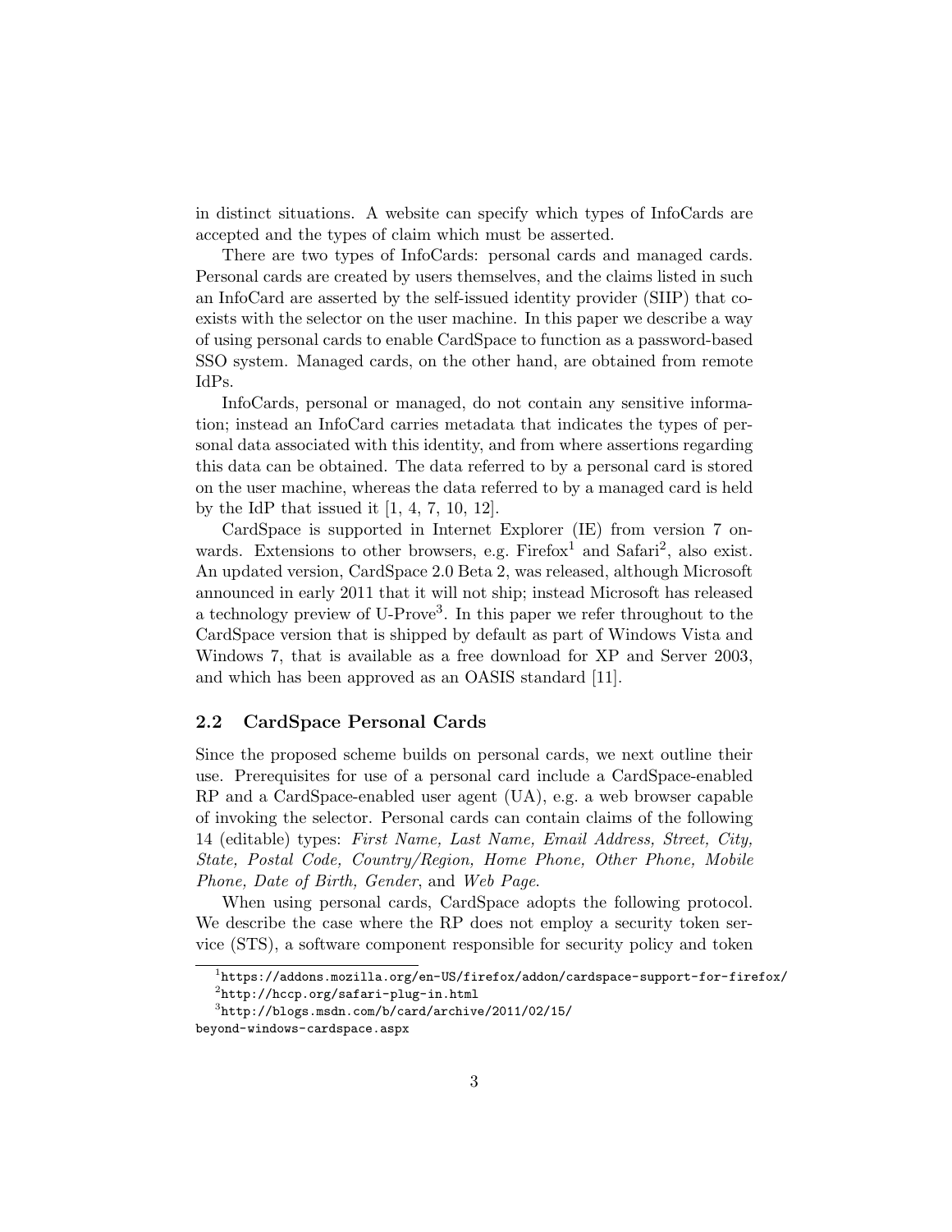in distinct situations. A website can specify which types of InfoCards are accepted and the types of claim which must be asserted.

There are two types of InfoCards: personal cards and managed cards. Personal cards are created by users themselves, and the claims listed in such an InfoCard are asserted by the self-issued identity provider (SIIP) that co-exists with the selector on the user machine. In this paper we describe a way of using personal cards to enable CardSpace to function as a password-based SSO system. Managed cards, on the other hand, are obtained from remote IdPs.

InfoCards, personal or managed, do not contain any sensitive information; instead an InfoCard carries metadata that indicates the types of personal data associated with this identity, and from where assertions regarding this data can be obtained. The data referred to by a personal card is stored on the user machine, whereas the data referred to by a managed card is held by the IdP that issued it [1, 4, 7, 10, 12].

CardSpace is supported in Internet Explorer (IE) from version 7 onwards. Extensions to other browsers, e.g. Firefox[1] and Safari[2], also exist. An updated version, CardSpace 2.0 Beta 2, was released, although Microsoft announced in early 2011 that it will not ship; instead Microsoft has released a technology preview of U-Prove[3]. In this paper we refer throughout to the CardSpace version that is shipped by default as part of Windows Vista and Windows 7, that is available as a free download for XP and Server 2003, and which has been approved as an OASIS standard [11].

## 2.2 CardSpace Personal Cards

Since the proposed scheme builds on personal cards, we next outline their use. Prerequisites for use of a personal card include a CardSpace-enabled RP and a CardSpace-enabled user agent (UA), e.g. a web browser capable of invoking the selector. Personal cards can contain claims of the following 14 (editable) types: *First Name, Last Name, Email Address, Street, City, State, Postal Code, Country/Region, Home Phone, Other Phone, Mobile Phone, Date of Birth, Gender*, and *Web Page*.

When using personal cards, CardSpace adopts the following protocol. We describe the case where the RP does not employ a security token service (STS), a software component responsible for security policy and token

[1] `https://addons.mozilla.org/en-US/firefox/addon/cardspace-support-for-firefox/`

[2] `http://hccp.org/safari-plug-in.html`

[3] `http://blogs.msdn.com/b/card/archive/2011/02/15/beyond-windows-cardspace.aspx`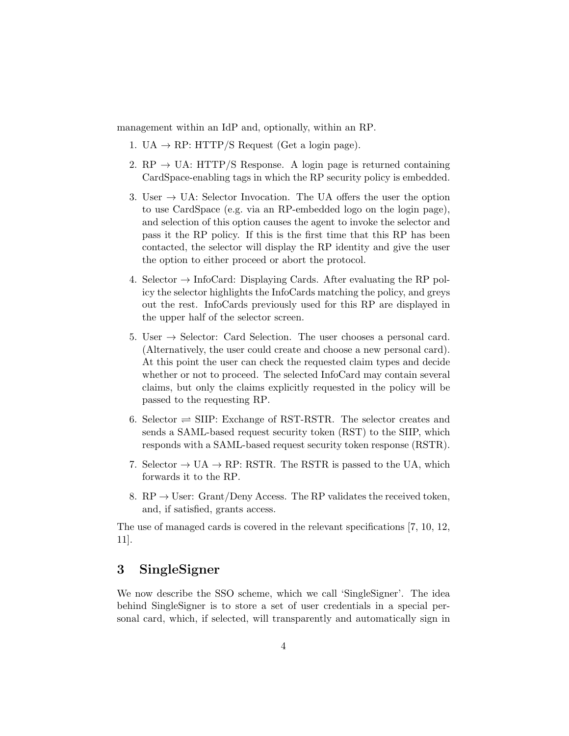management within an IdP and, optionally, within an RP.

1. UA → RP: HTTP/S Request (Get a login page).
2. RP → UA: HTTP/S Response. A login page is returned containing CardSpace-enabling tags in which the RP security policy is embedded.
3. User → UA: Selector Invocation. The UA offers the user the option to use CardSpace (e.g. via an RP-embedded logo on the login page), and selection of this option causes the agent to invoke the selector and pass it the RP policy. If this is the first time that this RP has been contacted, the selector will display the RP identity and give the user the option to either proceed or abort the protocol.
4. Selector → InfoCard: Displaying Cards. After evaluating the RP policy the selector highlights the InfoCards matching the policy, and greys out the rest. InfoCards previously used for this RP are displayed in the upper half of the selector screen.
5. User → Selector: Card Selection. The user chooses a personal card. (Alternatively, the user could create and choose a new personal card). At this point the user can check the requested claim types and decide whether or not to proceed. The selected InfoCard may contain several claims, but only the claims explicitly requested in the policy will be passed to the requesting RP.
6. Selector ⇌ SIIP: Exchange of RST-RSTR. The selector creates and sends a SAML-based request security token (RST) to the SIIP, which responds with a SAML-based request security token response (RSTR).
7. Selector → UA → RP: RSTR. The RSTR is passed to the UA, which forwards it to the RP.
8. RP → User: Grant/Deny Access. The RP validates the received token, and, if satisfied, grants access.

The use of managed cards is covered in the relevant specifications [7, 10, 12, 11].

## 3 SingleSigner

We now describe the SSO scheme, which we call 'SingleSigner'. The idea behind SingleSigner is to store a set of user credentials in a special personal card, which, if selected, will transparently and automatically sign in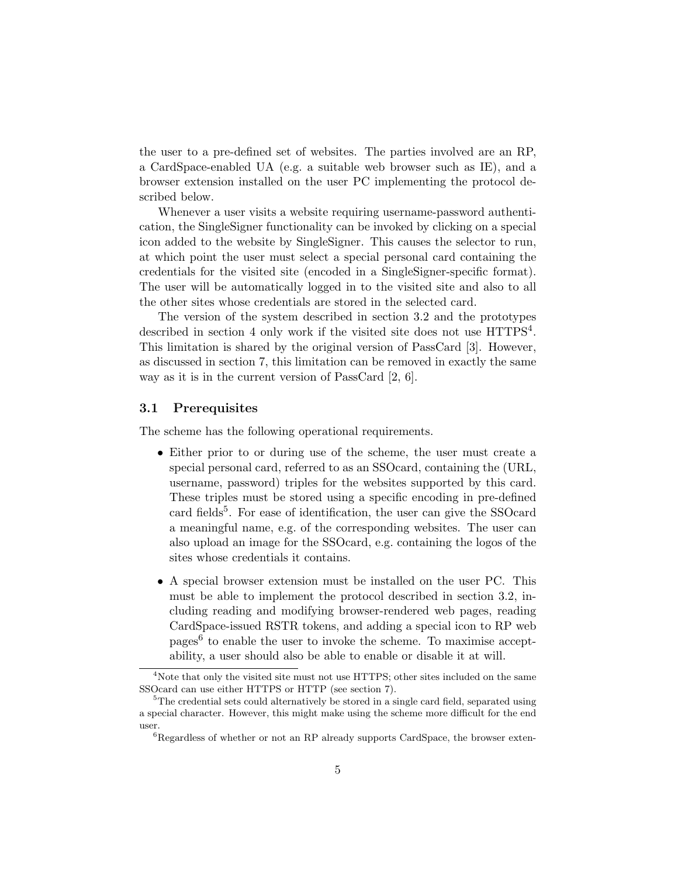the user to a pre-defined set of websites. The parties involved are an RP, a CardSpace-enabled UA (e.g. a suitable web browser such as IE), and a browser extension installed on the user PC implementing the protocol described below.

Whenever a user visits a website requiring username-password authentication, the SingleSigner functionality can be invoked by clicking on a special icon added to the website by SingleSigner. This causes the selector to run, at which point the user must select a special personal card containing the credentials for the visited site (encoded in a SingleSigner-specific format). The user will be automatically logged in to the visited site and also to all the other sites whose credentials are stored in the selected card.

The version of the system described in section 3.2 and the prototypes described in section 4 only work if the visited site does not use HTTPS[4]. This limitation is shared by the original version of PassCard [3]. However, as discussed in section 7, this limitation can be removed in exactly the same way as it is in the current version of PassCard [2, 6].

### 3.1 Prerequisites

The scheme has the following operational requirements.

- Either prior to or during use of the scheme, the user must create a special personal card, referred to as an SSOcard, containing the (URL, username, password) triples for the websites supported by this card. These triples must be stored using a specific encoding in pre-defined card fields[5]. For ease of identification, the user can give the SSOcard a meaningful name, e.g. of the corresponding websites. The user can also upload an image for the SSOcard, e.g. containing the logos of the sites whose credentials it contains.
- A special browser extension must be installed on the user PC. This must be able to implement the protocol described in section 3.2, including reading and modifying browser-rendered web pages, reading CardSpace-issued RSTR tokens, and adding a special icon to RP web pages[6] to enable the user to invoke the scheme. To maximise acceptability, a user should also be able to enable or disable it at will.

---

[4] Note that only the visited site must not use HTTPS; other sites included on the same SSOcard can use either HTTPS or HTTP (see section 7).

[5] The credential sets could alternatively be stored in a single card field, separated using a special character. However, this might make using the scheme more difficult for the end user.

[6] Regardless of whether or not an RP already supports CardSpace, the browser exten-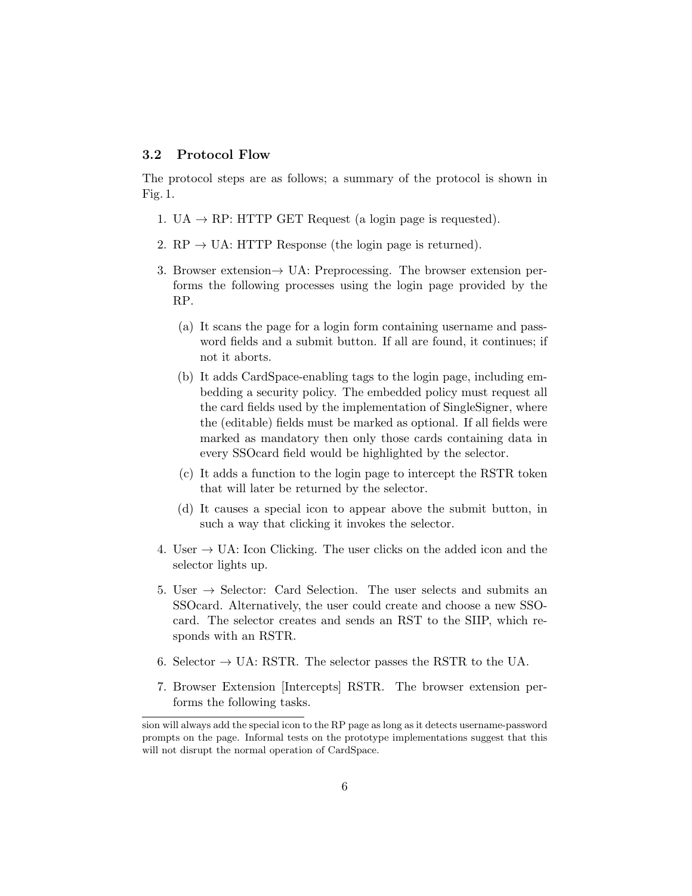### 3.2 Protocol Flow

The protocol steps are as follows; a summary of the protocol is shown in Fig. 1.

1. UA → RP: HTTP GET Request (a login page is requested).
2. RP → UA: HTTP Response (the login page is returned).
3. Browser extension→ UA: Preprocessing. The browser extension performs the following processes using the login page provided by the RP.
   (a) It scans the page for a login form containing username and password fields and a submit button. If all are found, it continues; if not it aborts.
   (b) It adds CardSpace-enabling tags to the login page, including embedding a security policy. The embedded policy must request all the card fields used by the implementation of SingleSigner, where the (editable) fields must be marked as optional. If all fields were marked as mandatory then only those cards containing data in every SSOcard field would be highlighted by the selector.
   (c) It adds a function to the login page to intercept the RSTR token that will later be returned by the selector.
   (d) It causes a special icon to appear above the submit button, in such a way that clicking it invokes the selector.
4. User → UA: Icon Clicking. The user clicks on the added icon and the selector lights up.
5. User → Selector: Card Selection. The user selects and submits an SSOcard. Alternatively, the user could create and choose a new SSOcard. The selector creates and sends an RST to the SIIP, which responds with an RSTR.
6. Selector → UA: RSTR. The selector passes the RSTR to the UA.
7. Browser Extension [Intercepts] RSTR. The browser extension performs the following tasks.

sion will always add the special icon to the RP page as long as it detects username-password prompts on the page. Informal tests on the prototype implementations suggest that this will not disrupt the normal operation of CardSpace.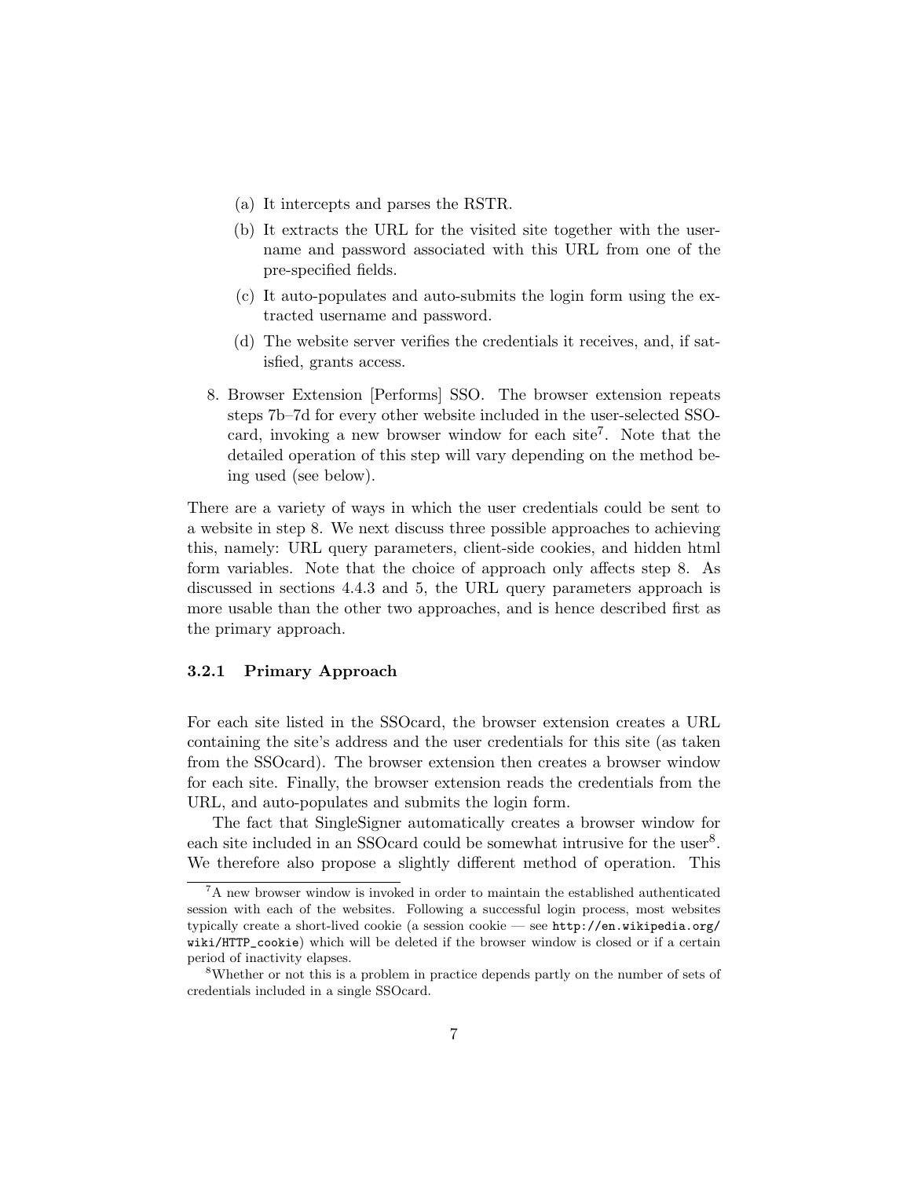(a) It intercepts and parses the RSTR.

(b) It extracts the URL for the visited site together with the username and password associated with this URL from one of the pre-specified fields.

(c) It auto-populates and auto-submits the login form using the extracted username and password.

(d) The website server verifies the credentials it receives, and, if satisfied, grants access.

8. Browser Extension [Performs] SSO. The browser extension repeats steps 7b–7d for every other website included in the user-selected SSOcard, invoking a new browser window for each site[7]. Note that the detailed operation of this step will vary depending on the method being used (see below).

There are a variety of ways in which the user credentials could be sent to a website in step 8. We next discuss three possible approaches to achieving this, namely: URL query parameters, client-side cookies, and hidden html form variables. Note that the choice of approach only affects step 8. As discussed in sections 4.4.3 and 5, the URL query parameters approach is more usable than the other two approaches, and is hence described first as the primary approach.

### 3.2.1 Primary Approach

For each site listed in the SSOcard, the browser extension creates a URL containing the site's address and the user credentials for this site (as taken from the SSOcard). The browser extension then creates a browser window for each site. Finally, the browser extension reads the credentials from the URL, and auto-populates and submits the login form.

The fact that SingleSigner automatically creates a browser window for each site included in an SSOcard could be somewhat intrusive for the user[8]. We therefore also propose a slightly different method of operation. This

[7] A new browser window is invoked in order to maintain the established authenticated session with each of the websites. Following a successful login process, most websites typically create a short-lived cookie (a session cookie — see `http://en.wikipedia.org/wiki/HTTP_cookie`) which will be deleted if the browser window is closed or if a certain period of inactivity elapses.

[8] Whether or not this is a problem in practice depends partly on the number of sets of credentials included in a single SSOcard.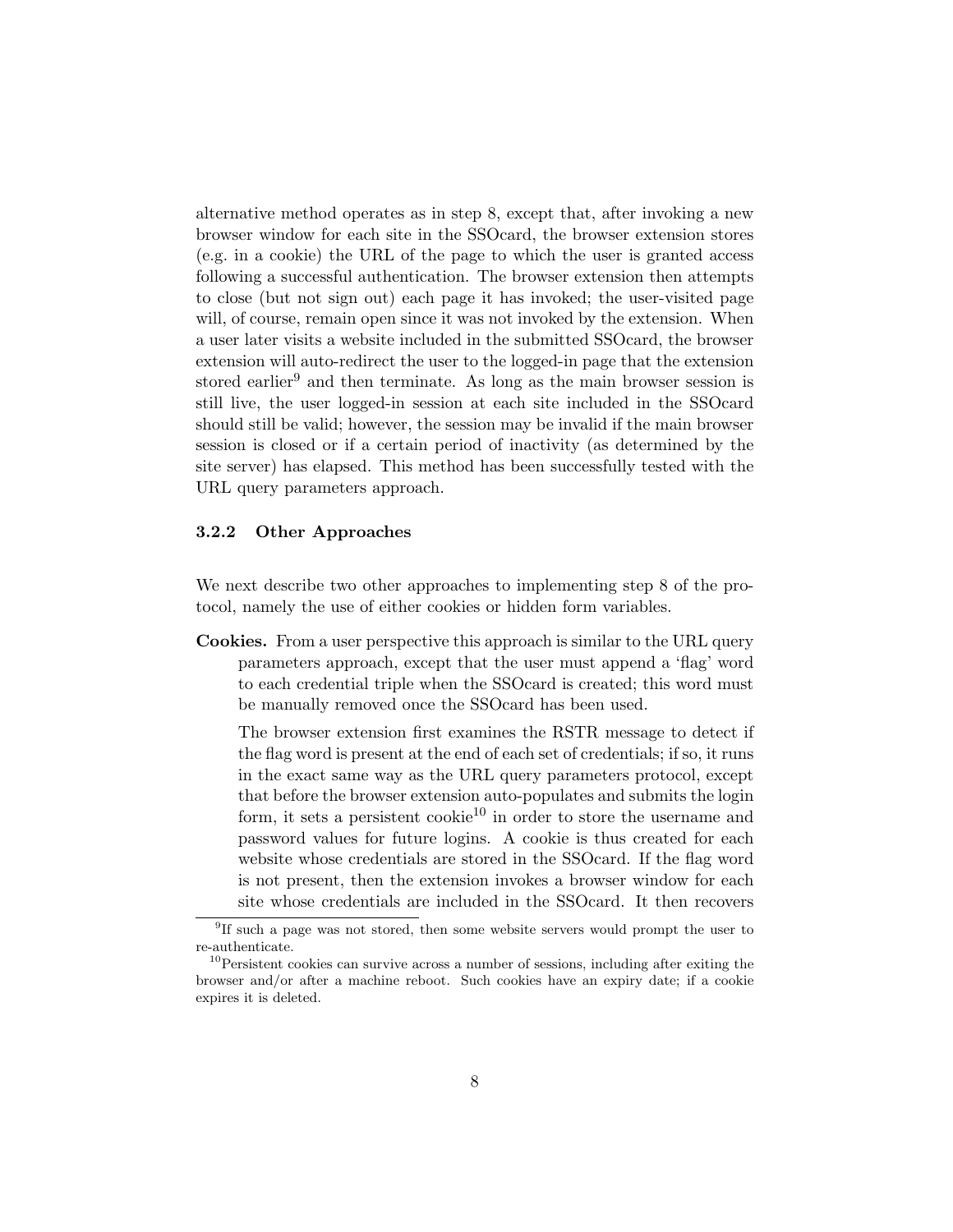alternative method operates as in step 8, except that, after invoking a new browser window for each site in the SSOcard, the browser extension stores (e.g. in a cookie) the URL of the page to which the user is granted access following a successful authentication. The browser extension then attempts to close (but not sign out) each page it has invoked; the user-visited page will, of course, remain open since it was not invoked by the extension. When a user later visits a website included in the submitted SSOcard, the browser extension will auto-redirect the user to the logged-in page that the extension stored earlier[9] and then terminate. As long as the main browser session is still live, the user logged-in session at each site included in the SSOcard should still be valid; however, the session may be invalid if the main browser session is closed or if a certain period of inactivity (as determined by the site server) has elapsed. This method has been successfully tested with the URL query parameters approach.

### 3.2.2 Other Approaches

We next describe two other approaches to implementing step 8 of the protocol, namely the use of either cookies or hidden form variables.

**Cookies.** From a user perspective this approach is similar to the URL query parameters approach, except that the user must append a 'flag' word to each credential triple when the SSOcard is created; this word must be manually removed once the SSOcard has been used.

The browser extension first examines the RSTR message to detect if the flag word is present at the end of each set of credentials; if so, it runs in the exact same way as the URL query parameters protocol, except that before the browser extension auto-populates and submits the login form, it sets a persistent cookie[10] in order to store the username and password values for future logins. A cookie is thus created for each website whose credentials are stored in the SSOcard. If the flag word is not present, then the extension invokes a browser window for each site whose credentials are included in the SSOcard. It then recovers

[9] If such a page was not stored, then some website servers would prompt the user to re-authenticate.

[10] Persistent cookies can survive across a number of sessions, including after exiting the browser and/or after a machine reboot. Such cookies have an expiry date; if a cookie expires it is deleted.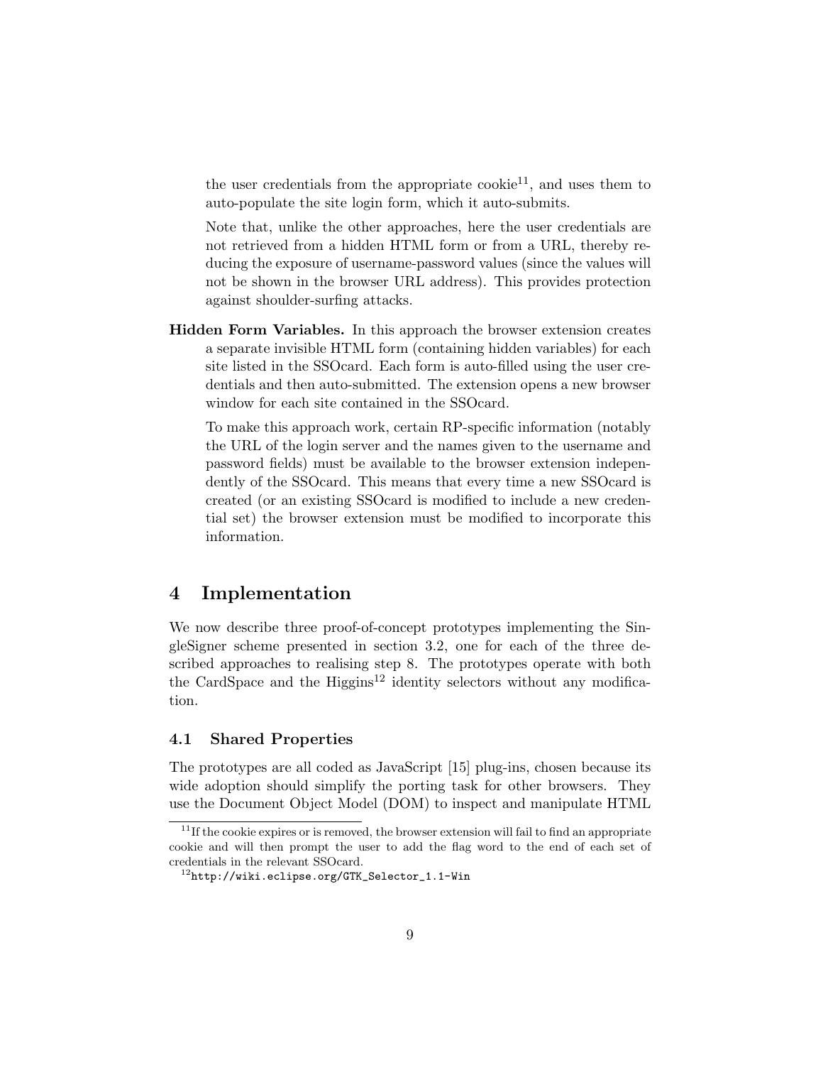the user credentials from the appropriate cookie[11], and uses them to auto-populate the site login form, which it auto-submits.

Note that, unlike the other approaches, here the user credentials are not retrieved from a hidden HTML form or from a URL, thereby reducing the exposure of username-password values (since the values will not be shown in the browser URL address). This provides protection against shoulder-surfing attacks.

**Hidden Form Variables.** In this approach the browser extension creates a separate invisible HTML form (containing hidden variables) for each site listed in the SSOcard. Each form is auto-filled using the user credentials and then auto-submitted. The extension opens a new browser window for each site contained in the SSOcard.

To make this approach work, certain RP-specific information (notably the URL of the login server and the names given to the username and password fields) must be available to the browser extension independently of the SSOcard. This means that every time a new SSOcard is created (or an existing SSOcard is modified to include a new credential set) the browser extension must be modified to incorporate this information.

## 4 Implementation

We now describe three proof-of-concept prototypes implementing the SingleSigner scheme presented in section 3.2, one for each of the three described approaches to realising step 8. The prototypes operate with both the CardSpace and the Higgins[12] identity selectors without any modification.

### 4.1 Shared Properties

The prototypes are all coded as JavaScript [15] plug-ins, chosen because its wide adoption should simplify the porting task for other browsers. They use the Document Object Model (DOM) to inspect and manipulate HTML

[11] If the cookie expires or is removed, the browser extension will fail to find an appropriate cookie and will then prompt the user to add the flag word to the end of each set of credentials in the relevant SSOcard.

[12] `http://wiki.eclipse.org/GTK_Selector_1.1-Win`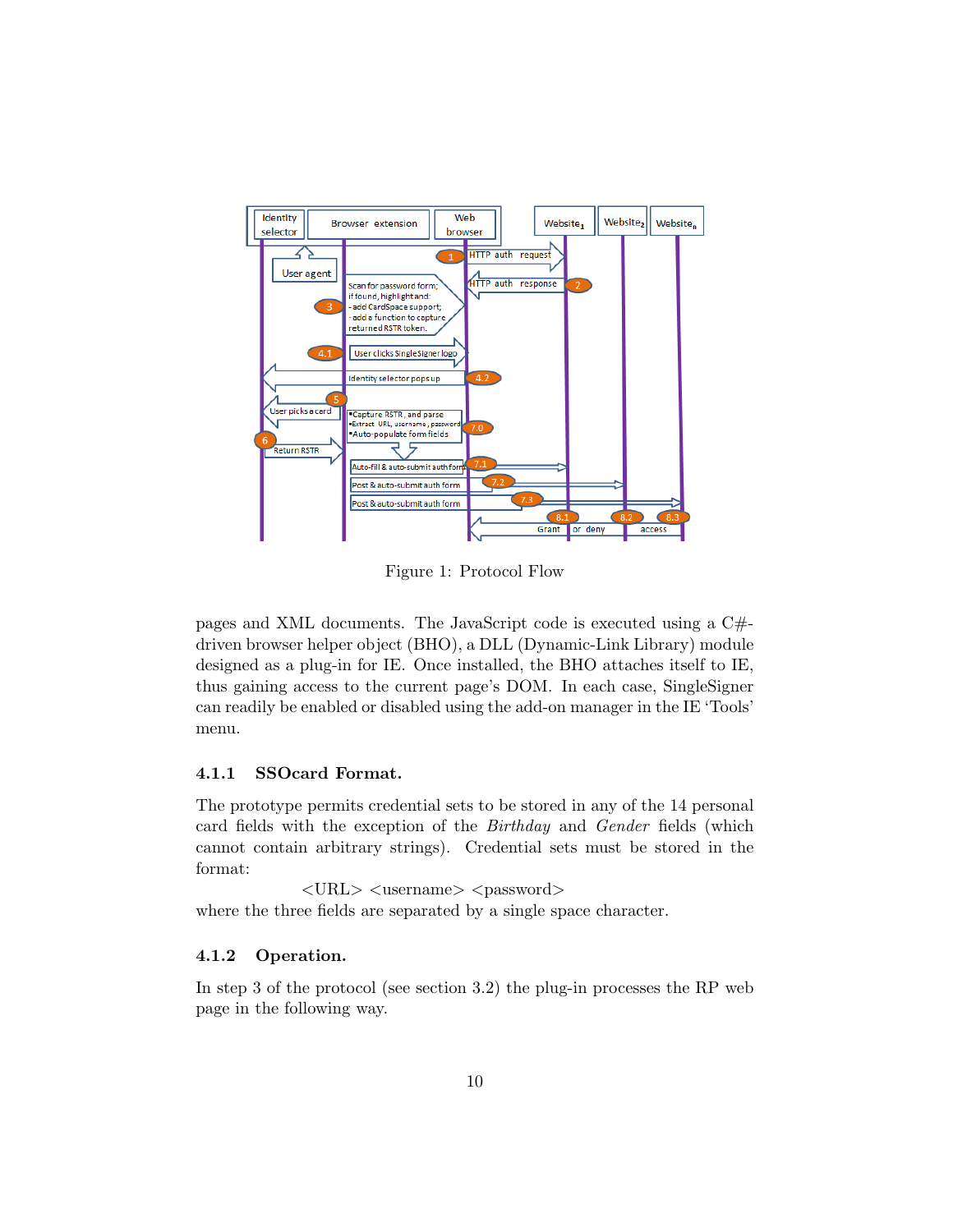Figure 1: Protocol Flow

pages and XML documents. The JavaScript code is executed using a C#-driven browser helper object (BHO), a DLL (Dynamic-Link Library) module designed as a plug-in for IE. Once installed, the BHO attaches itself to IE, thus gaining access to the current page's DOM. In each case, SingleSigner can readily be enabled or disabled using the add-on manager in the IE 'Tools' menu.

#### 4.1.1 SSOcard Format.

The prototype permits credential sets to be stored in any of the 14 personal card fields with the exception of the *Birthday* and *Gender* fields (which cannot contain arbitrary strings). Credential sets must be stored in the format:

<URL> <username> <password>

where the three fields are separated by a single space character.

#### 4.1.2 Operation.

In step 3 of the protocol (see section 3.2) the plug-in processes the RP web page in the following way.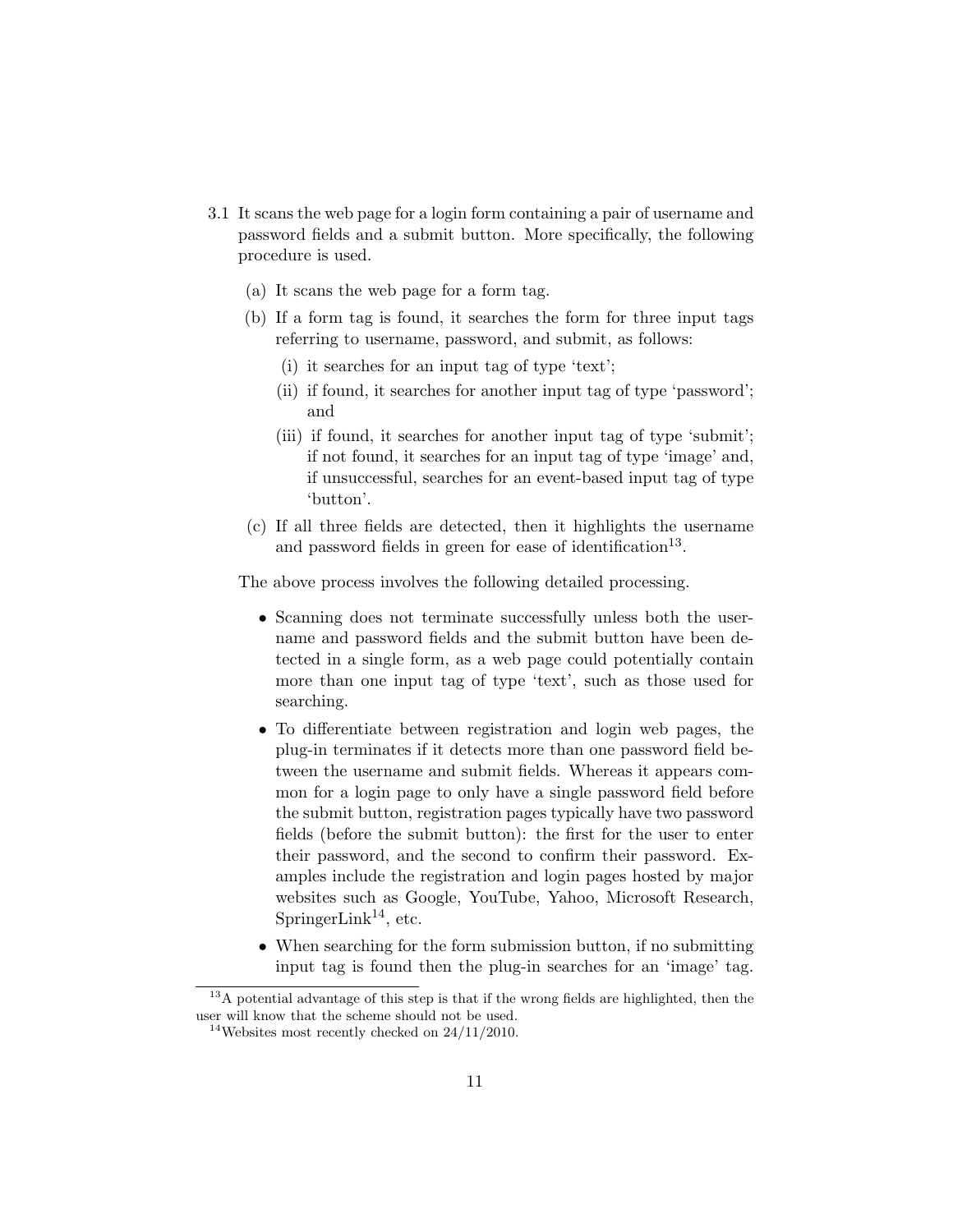3.1 It scans the web page for a login form containing a pair of username and password fields and a submit button. More specifically, the following procedure is used.

   (a) It scans the web page for a form tag.

   (b) If a form tag is found, it searches the form for three input tags referring to username, password, and submit, as follows:

      (i) it searches for an input tag of type 'text';

      (ii) if found, it searches for another input tag of type 'password'; and

      (iii) if found, it searches for another input tag of type 'submit'; if not found, it searches for an input tag of type 'image' and, if unsuccessful, searches for an event-based input tag of type 'button'.

   (c) If all three fields are detected, then it highlights the username and password fields in green for ease of identification[13].

   The above process involves the following detailed processing.

   - Scanning does not terminate successfully unless both the username and password fields and the submit button have been detected in a single form, as a web page could potentially contain more than one input tag of type 'text', such as those used for searching.
   - To differentiate between registration and login web pages, the plug-in terminates if it detects more than one password field between the username and submit fields. Whereas it appears common for a login page to only have a single password field before the submit button, registration pages typically have two password fields (before the submit button): the first for the user to enter their password, and the second to confirm their password. Examples include the registration and login pages hosted by major websites such as Google, YouTube, Yahoo, Microsoft Research, SpringerLink[14], etc.
   - When searching for the form submission button, if no submitting input tag is found then the plug-in searches for an 'image' tag.

[13] A potential advantage of this step is that if the wrong fields are highlighted, then the user will know that the scheme should not be used.

[14] Websites most recently checked on 24/11/2010.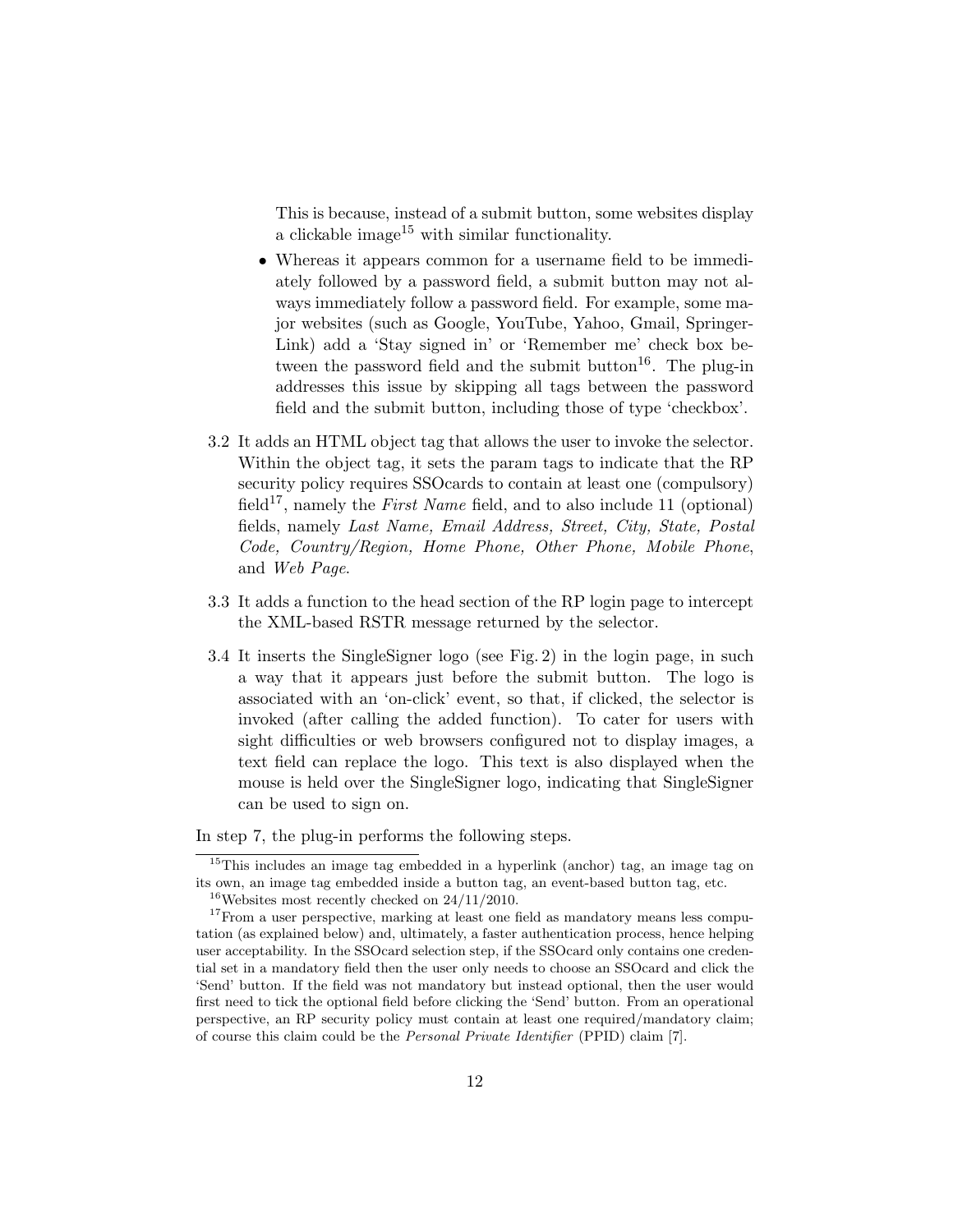This is because, instead of a submit button, some websites display a clickable image[15] with similar functionality.

- Whereas it appears common for a username field to be immediately followed by a password field, a submit button may not always immediately follow a password field. For example, some major websites (such as Google, YouTube, Yahoo, Gmail, SpringerLink) add a 'Stay signed in' or 'Remember me' check box between the password field and the submit button[16]. The plug-in addresses this issue by skipping all tags between the password field and the submit button, including those of type 'checkbox'.

3.2 It adds an HTML object tag that allows the user to invoke the selector. Within the object tag, it sets the param tags to indicate that the RP security policy requires SSOcards to contain at least one (compulsory) field[17], namely the *First Name* field, and to also include 11 (optional) fields, namely *Last Name, Email Address, Street, City, State, Postal Code, Country/Region, Home Phone, Other Phone, Mobile Phone*, and *Web Page*.

3.3 It adds a function to the head section of the RP login page to intercept the XML-based RSTR message returned by the selector.

3.4 It inserts the SingleSigner logo (see Fig. 2) in the login page, in such a way that it appears just before the submit button. The logo is associated with an 'on-click' event, so that, if clicked, the selector is invoked (after calling the added function). To cater for users with sight difficulties or web browsers configured not to display images, a text field can replace the logo. This text is also displayed when the mouse is held over the SingleSigner logo, indicating that SingleSigner can be used to sign on.

In step 7, the plug-in performs the following steps.

---

[15] This includes an image tag embedded in a hyperlink (anchor) tag, an image tag on its own, an image tag embedded inside a button tag, an event-based button tag, etc.

[16] Websites most recently checked on 24/11/2010.

[17] From a user perspective, marking at least one field as mandatory means less computation (as explained below) and, ultimately, a faster authentication process, hence helping user acceptability. In the SSOcard selection step, if the SSOcard only contains one credential set in a mandatory field then the user only needs to choose an SSOcard and click the 'Send' button. If the field was not mandatory but instead optional, then the user would first need to tick the optional field before clicking the 'Send' button. From an operational perspective, an RP security policy must contain at least one required/mandatory claim; of course this claim could be the *Personal Private Identifier* (PPID) claim [7].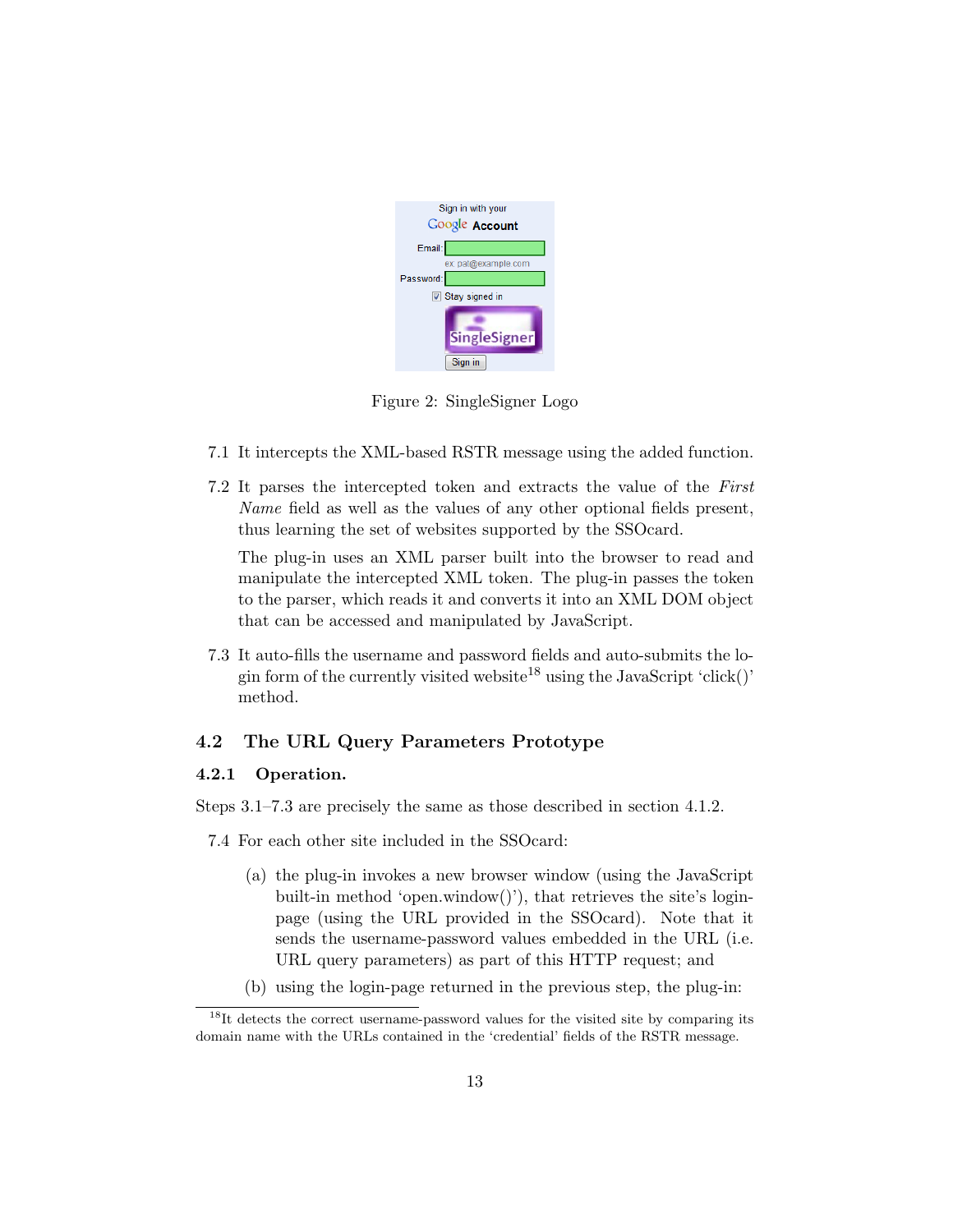Figure 2: SingleSigner Logo

7.1 It intercepts the XML-based RSTR message using the added function.

7.2 It parses the intercepted token and extracts the value of the *First Name* field as well as the values of any other optional fields present, thus learning the set of websites supported by the SSOcard.

The plug-in uses an XML parser built into the browser to read and manipulate the intercepted XML token. The plug-in passes the token to the parser, which reads it and converts it into an XML DOM object that can be accessed and manipulated by JavaScript.

7.3 It auto-fills the username and password fields and auto-submits the login form of the currently visited website[18] using the JavaScript 'click()' method.

## 4.2 The URL Query Parameters Prototype

### 4.2.1 Operation.

Steps 3.1–7.3 are precisely the same as those described in section 4.1.2.

7.4 For each other site included in the SSOcard:

(a) the plug-in invokes a new browser window (using the JavaScript built-in method 'open.window()'), that retrieves the site's login-page (using the URL provided in the SSOcard). Note that it sends the username-password values embedded in the URL (i.e. URL query parameters) as part of this HTTP request; and

(b) using the login-page returned in the previous step, the plug-in:

[18]It detects the correct username-password values for the visited site by comparing its domain name with the URLs contained in the 'credential' fields of the RSTR message.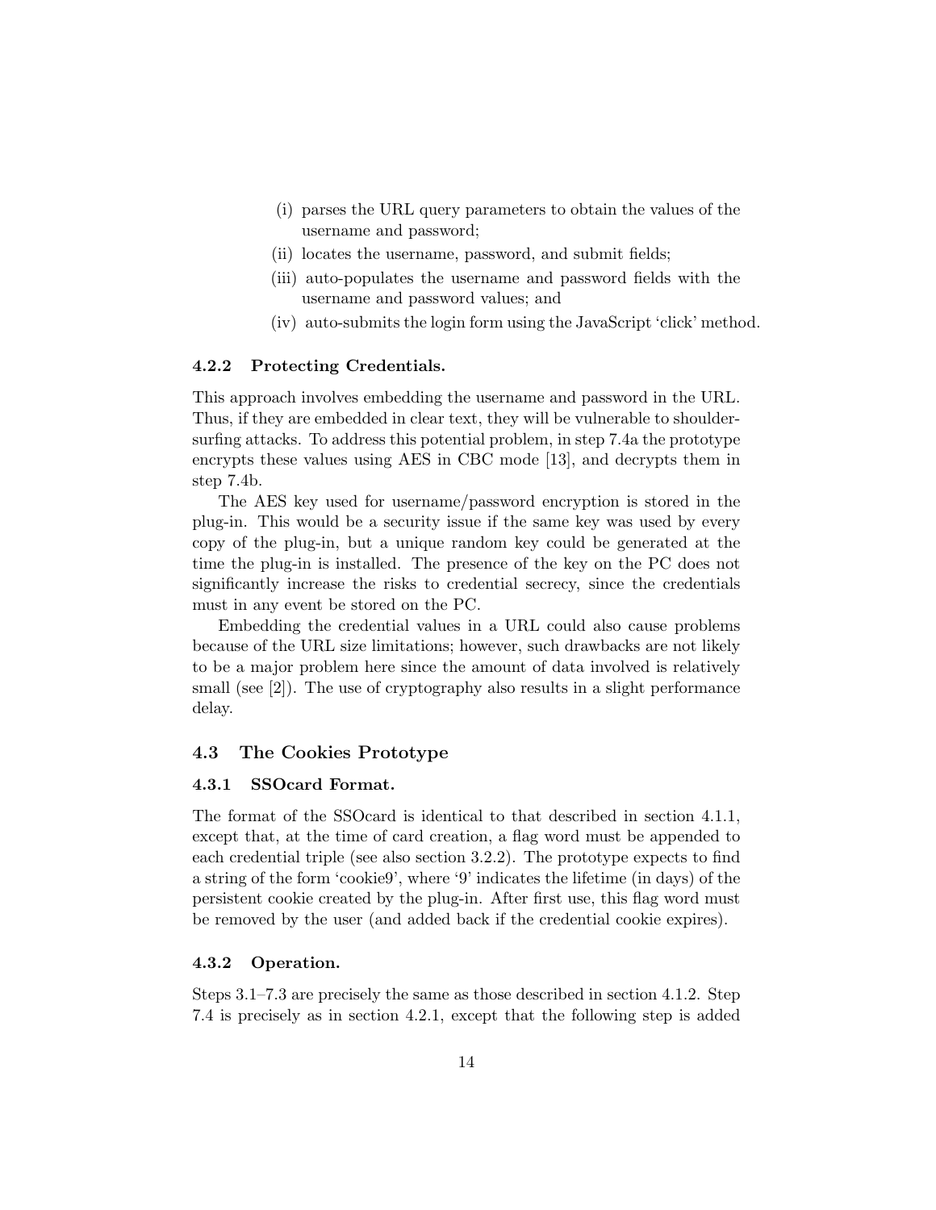(i) parses the URL query parameters to obtain the values of the username and password;
(ii) locates the username, password, and submit fields;
(iii) auto-populates the username and password fields with the username and password values; and
(iv) auto-submits the login form using the JavaScript 'click' method.

#### 4.2.2 Protecting Credentials.

This approach involves embedding the username and password in the URL. Thus, if they are embedded in clear text, they will be vulnerable to shoulder-surfing attacks. To address this potential problem, in step 7.4a the prototype encrypts these values using AES in CBC mode [13], and decrypts them in step 7.4b.

The AES key used for username/password encryption is stored in the plug-in. This would be a security issue if the same key was used by every copy of the plug-in, but a unique random key could be generated at the time the plug-in is installed. The presence of the key on the PC does not significantly increase the risks to credential secrecy, since the credentials must in any event be stored on the PC.

Embedding the credential values in a URL could also cause problems because of the URL size limitations; however, such drawbacks are not likely to be a major problem here since the amount of data involved is relatively small (see [2]). The use of cryptography also results in a slight performance delay.

### 4.3 The Cookies Prototype

#### 4.3.1 SSOcard Format.

The format of the SSOcard is identical to that described in section 4.1.1, except that, at the time of card creation, a flag word must be appended to each credential triple (see also section 3.2.2). The prototype expects to find a string of the form 'cookie9', where '9' indicates the lifetime (in days) of the persistent cookie created by the plug-in. After first use, this flag word must be removed by the user (and added back if the credential cookie expires).

#### 4.3.2 Operation.

Steps 3.1–7.3 are precisely the same as those described in section 4.1.2. Step 7.4 is precisely as in section 4.2.1, except that the following step is added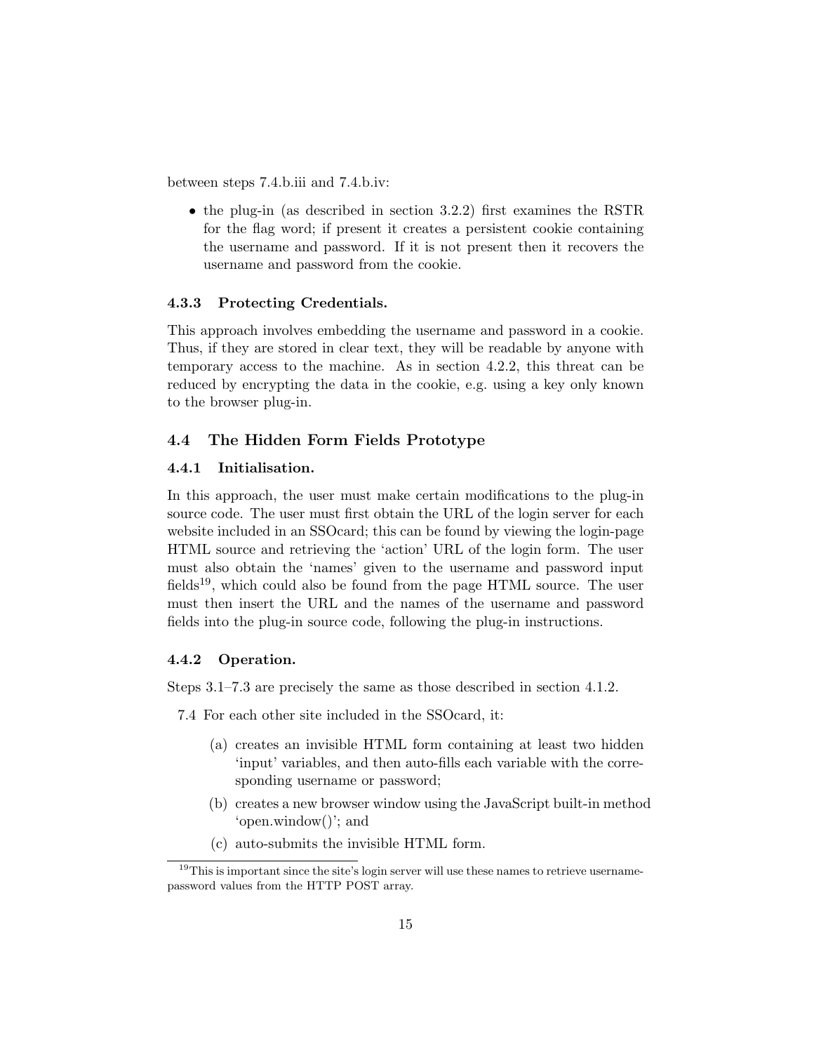between steps 7.4.b.iii and 7.4.b.iv:

- the plug-in (as described in section 3.2.2) first examines the RSTR for the flag word; if present it creates a persistent cookie containing the username and password. If it is not present then it recovers the username and password from the cookie.

#### 4.3.3 Protecting Credentials.

This approach involves embedding the username and password in a cookie. Thus, if they are stored in clear text, they will be readable by anyone with temporary access to the machine. As in section 4.2.2, this threat can be reduced by encrypting the data in the cookie, e.g. using a key only known to the browser plug-in.

### 4.4 The Hidden Form Fields Prototype

#### 4.4.1 Initialisation.

In this approach, the user must make certain modifications to the plug-in source code. The user must first obtain the URL of the login server for each website included in an SSOcard; this can be found by viewing the login-page HTML source and retrieving the 'action' URL of the login form. The user must also obtain the 'names' given to the username and password input fields[19], which could also be found from the page HTML source. The user must then insert the URL and the names of the username and password fields into the plug-in source code, following the plug-in instructions.

#### 4.4.2 Operation.

Steps 3.1–7.3 are precisely the same as those described in section 4.1.2.

7.4 For each other site included in the SSOcard, it:

   (a) creates an invisible HTML form containing at least two hidden 'input' variables, and then auto-fills each variable with the corresponding username or password;

   (b) creates a new browser window using the JavaScript built-in method 'open.window()'; and

   (c) auto-submits the invisible HTML form.

[19] This is important since the site's login server will use these names to retrieve username-password values from the HTTP POST array.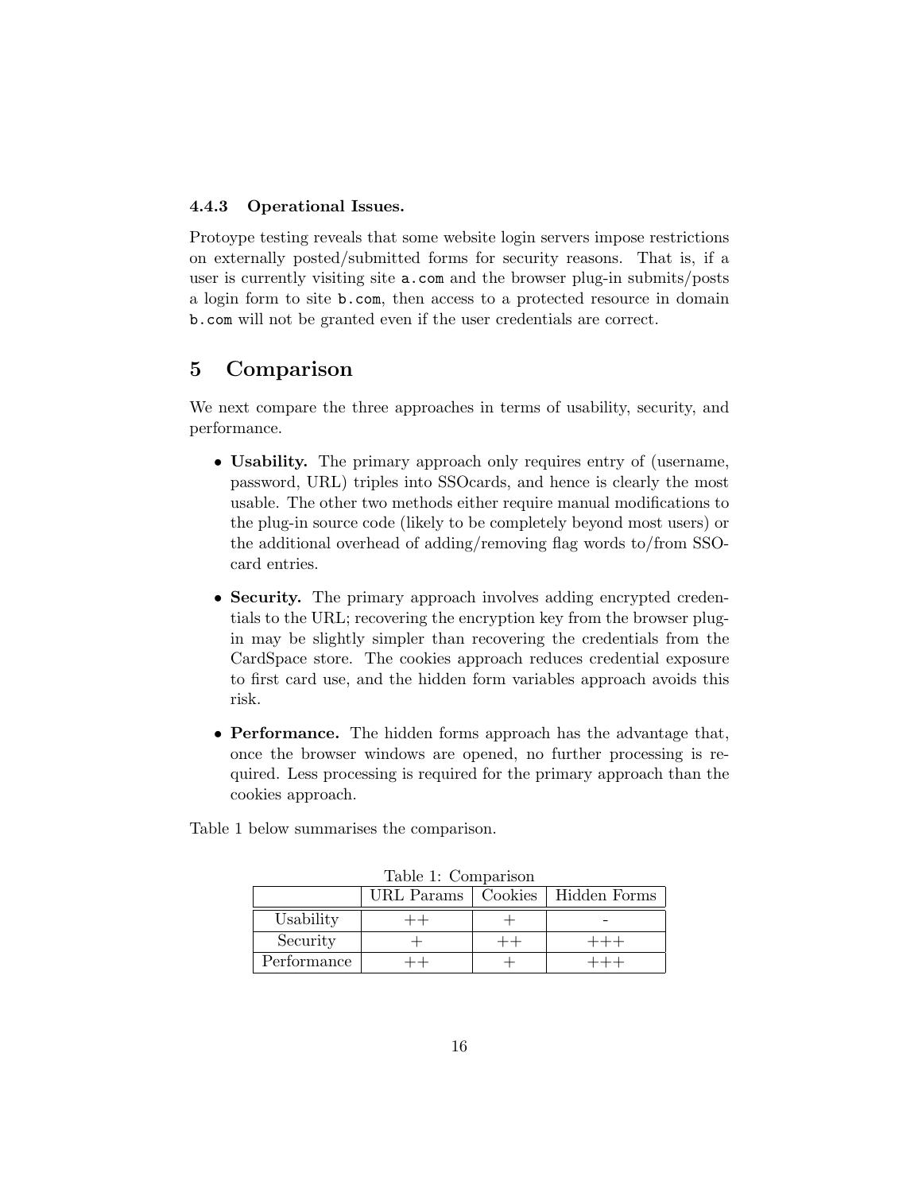#### 4.4.3 Operational Issues.

Protoype testing reveals that some website login servers impose restrictions on externally posted/submitted forms for security reasons. That is, if a user is currently visiting site `a.com` and the browser plug-in submits/posts a login form to site `b.com`, then access to a protected resource in domain `b.com` will not be granted even if the user credentials are correct.

## 5 Comparison

We next compare the three approaches in terms of usability, security, and performance.

- **Usability.** The primary approach only requires entry of (username, password, URL) triples into SSOcards, and hence is clearly the most usable. The other two methods either require manual modifications to the plug-in source code (likely to be completely beyond most users) or the additional overhead of adding/removing flag words to/from SSO-card entries.
- **Security.** The primary approach involves adding encrypted credentials to the URL; recovering the encryption key from the browser plug-in may be slightly simpler than recovering the credentials from the CardSpace store. The cookies approach reduces credential exposure to first card use, and the hidden form variables approach avoids this risk.
- **Performance.** The hidden forms approach has the advantage that, once the browser windows are opened, no further processing is required. Less processing is required for the primary approach than the cookies approach.

Table 1 below summarises the comparison.

Table 1: Comparison

| | URL Params | Cookies | Hidden Forms |
|---|---|---|---|
| Usability | ++ | + | - |
| Security | + | ++ | +++ |
| Performance | ++ | + | +++ |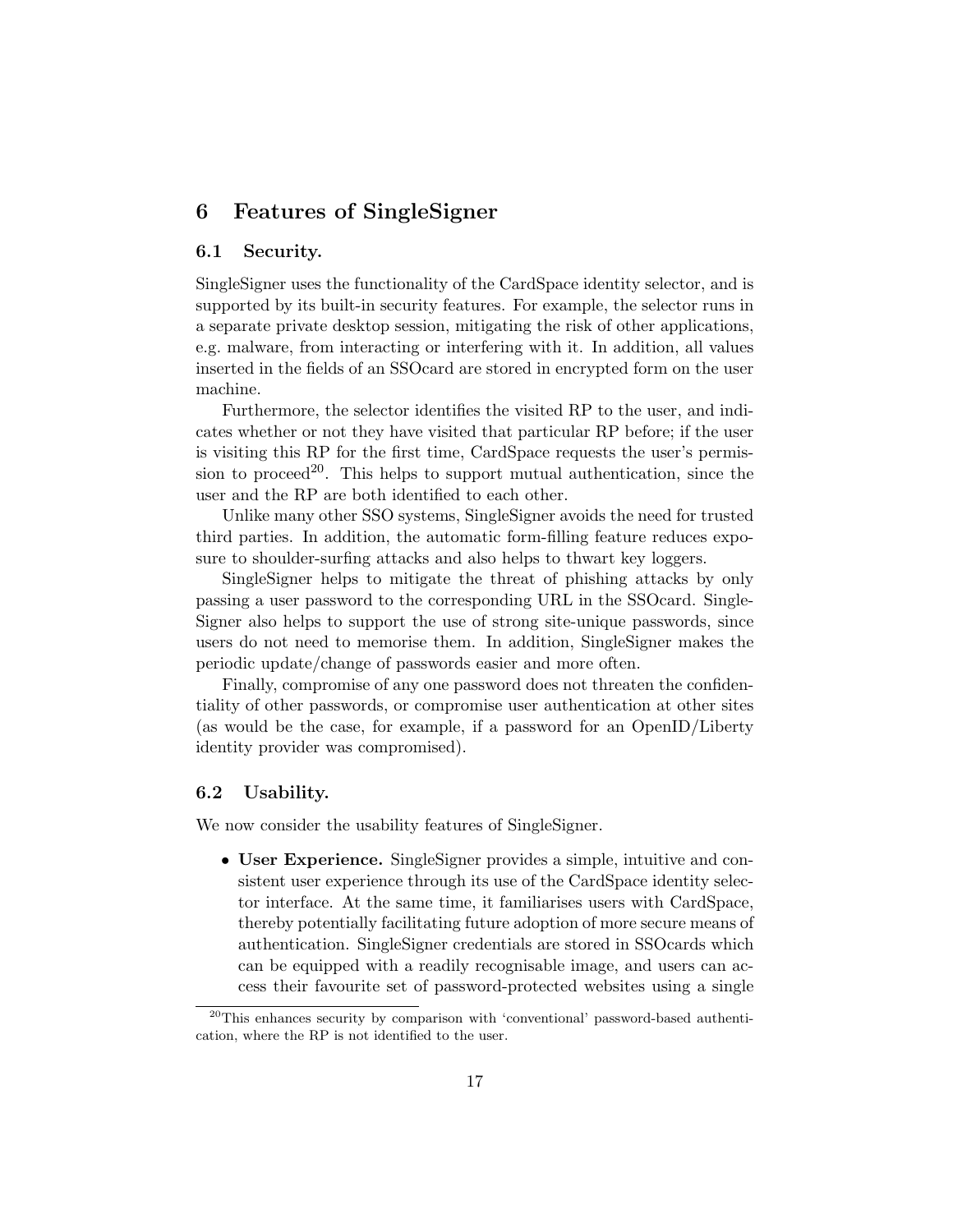# 6 Features of SingleSigner

## 6.1 Security.

SingleSigner uses the functionality of the CardSpace identity selector, and is supported by its built-in security features. For example, the selector runs in a separate private desktop session, mitigating the risk of other applications, e.g. malware, from interacting or interfering with it. In addition, all values inserted in the fields of an SSOcard are stored in encrypted form on the user machine.

Furthermore, the selector identifies the visited RP to the user, and indicates whether or not they have visited that particular RP before; if the user is visiting this RP for the first time, CardSpace requests the user's permission to proceed[20]. This helps to support mutual authentication, since the user and the RP are both identified to each other.

Unlike many other SSO systems, SingleSigner avoids the need for trusted third parties. In addition, the automatic form-filling feature reduces exposure to shoulder-surfing attacks and also helps to thwart key loggers.

SingleSigner helps to mitigate the threat of phishing attacks by only passing a user password to the corresponding URL in the SSOcard. SingleSigner also helps to support the use of strong site-unique passwords, since users do not need to memorise them. In addition, SingleSigner makes the periodic update/change of passwords easier and more often.

Finally, compromise of any one password does not threaten the confidentiality of other passwords, or compromise user authentication at other sites (as would be the case, for example, if a password for an OpenID/Liberty identity provider was compromised).

## 6.2 Usability.

We now consider the usability features of SingleSigner.

- **User Experience.** SingleSigner provides a simple, intuitive and consistent user experience through its use of the CardSpace identity selector interface. At the same time, it familiarises users with CardSpace, thereby potentially facilitating future adoption of more secure means of authentication. SingleSigner credentials are stored in SSOcards which can be equipped with a readily recognisable image, and users can access their favourite set of password-protected websites using a single

[20] This enhances security by comparison with 'conventional' password-based authentication, where the RP is not identified to the user.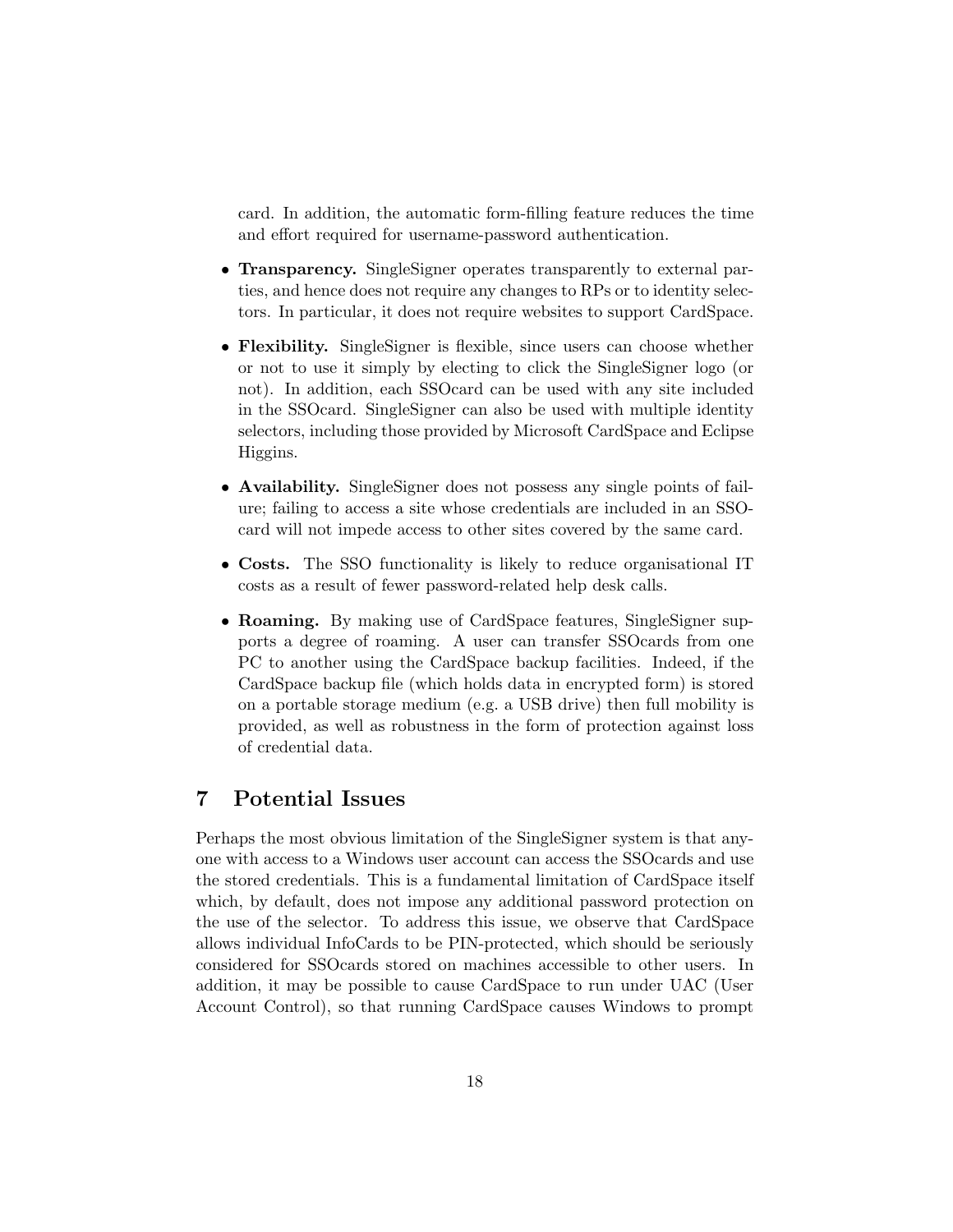card. In addition, the automatic form-filling feature reduces the time and effort required for username-password authentication.

- **Transparency.** SingleSigner operates transparently to external parties, and hence does not require any changes to RPs or to identity selectors. In particular, it does not require websites to support CardSpace.
- **Flexibility.** SingleSigner is flexible, since users can choose whether or not to use it simply by electing to click the SingleSigner logo (or not). In addition, each SSOcard can be used with any site included in the SSOcard. SingleSigner can also be used with multiple identity selectors, including those provided by Microsoft CardSpace and Eclipse Higgins.
- **Availability.** SingleSigner does not possess any single points of failure; failing to access a site whose credentials are included in an SSOcard will not impede access to other sites covered by the same card.
- **Costs.** The SSO functionality is likely to reduce organisational IT costs as a result of fewer password-related help desk calls.
- **Roaming.** By making use of CardSpace features, SingleSigner supports a degree of roaming. A user can transfer SSOcards from one PC to another using the CardSpace backup facilities. Indeed, if the CardSpace backup file (which holds data in encrypted form) is stored on a portable storage medium (e.g. a USB drive) then full mobility is provided, as well as robustness in the form of protection against loss of credential data.

## 7 Potential Issues

Perhaps the most obvious limitation of the SingleSigner system is that anyone with access to a Windows user account can access the SSOcards and use the stored credentials. This is a fundamental limitation of CardSpace itself which, by default, does not impose any additional password protection on the use of the selector. To address this issue, we observe that CardSpace allows individual InfoCards to be PIN-protected, which should be seriously considered for SSOcards stored on machines accessible to other users. In addition, it may be possible to cause CardSpace to run under UAC (User Account Control), so that running CardSpace causes Windows to prompt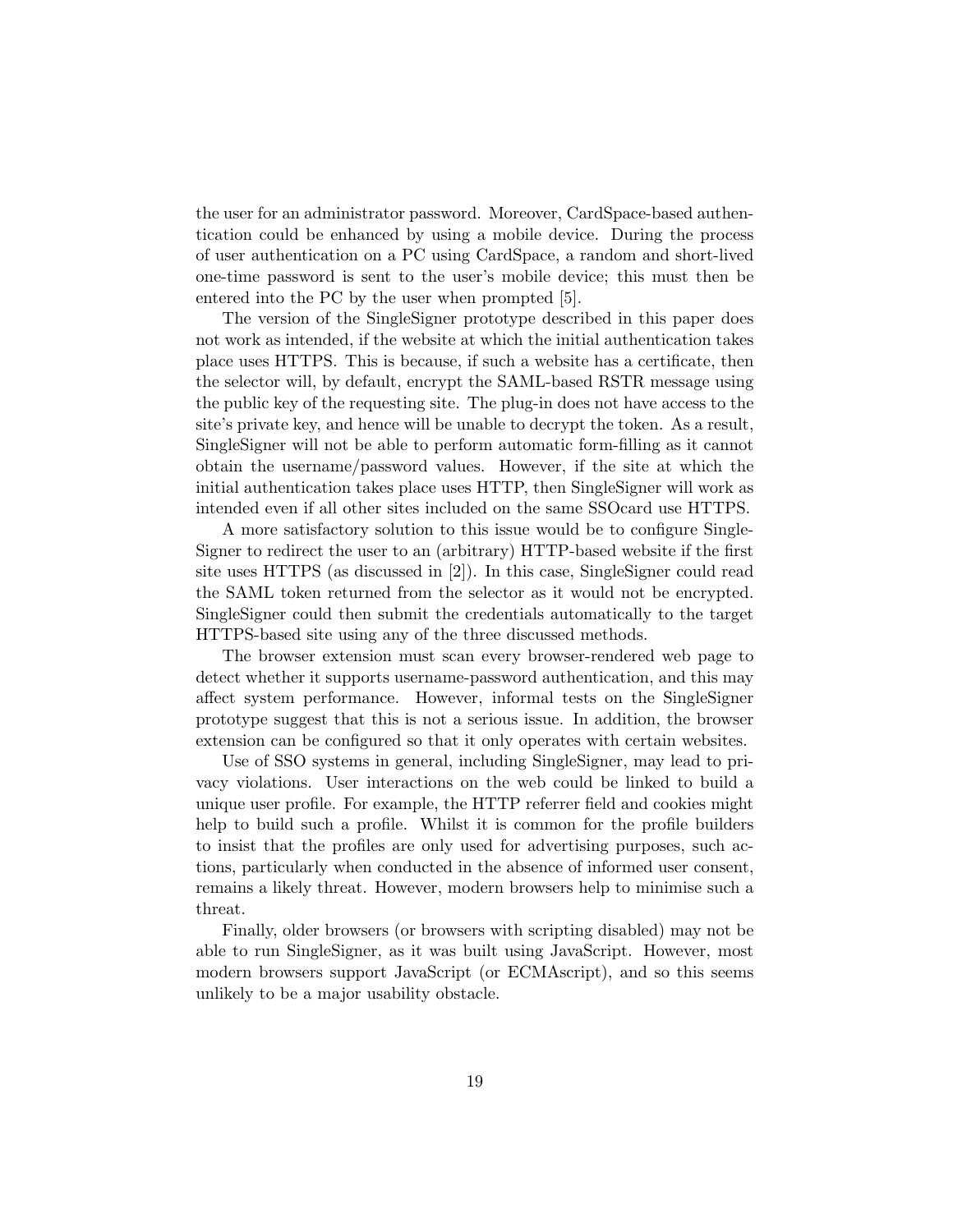the user for an administrator password. Moreover, CardSpace-based authentication could be enhanced by using a mobile device. During the process of user authentication on a PC using CardSpace, a random and short-lived one-time password is sent to the user's mobile device; this must then be entered into the PC by the user when prompted [5].

The version of the SingleSigner prototype described in this paper does not work as intended, if the website at which the initial authentication takes place uses HTTPS. This is because, if such a website has a certificate, then the selector will, by default, encrypt the SAML-based RSTR message using the public key of the requesting site. The plug-in does not have access to the site's private key, and hence will be unable to decrypt the token. As a result, SingleSigner will not be able to perform automatic form-filling as it cannot obtain the username/password values. However, if the site at which the initial authentication takes place uses HTTP, then SingleSigner will work as intended even if all other sites included on the same SSOcard use HTTPS.

A more satisfactory solution to this issue would be to configure SingleSigner to redirect the user to an (arbitrary) HTTP-based website if the first site uses HTTPS (as discussed in [2]). In this case, SingleSigner could read the SAML token returned from the selector as it would not be encrypted. SingleSigner could then submit the credentials automatically to the target HTTPS-based site using any of the three discussed methods.

The browser extension must scan every browser-rendered web page to detect whether it supports username-password authentication, and this may affect system performance. However, informal tests on the SingleSigner prototype suggest that this is not a serious issue. In addition, the browser extension can be configured so that it only operates with certain websites.

Use of SSO systems in general, including SingleSigner, may lead to privacy violations. User interactions on the web could be linked to build a unique user profile. For example, the HTTP referrer field and cookies might help to build such a profile. Whilst it is common for the profile builders to insist that the profiles are only used for advertising purposes, such actions, particularly when conducted in the absence of informed user consent, remains a likely threat. However, modern browsers help to minimise such a threat.

Finally, older browsers (or browsers with scripting disabled) may not be able to run SingleSigner, as it was built using JavaScript. However, most modern browsers support JavaScript (or ECMAscript), and so this seems unlikely to be a major usability obstacle.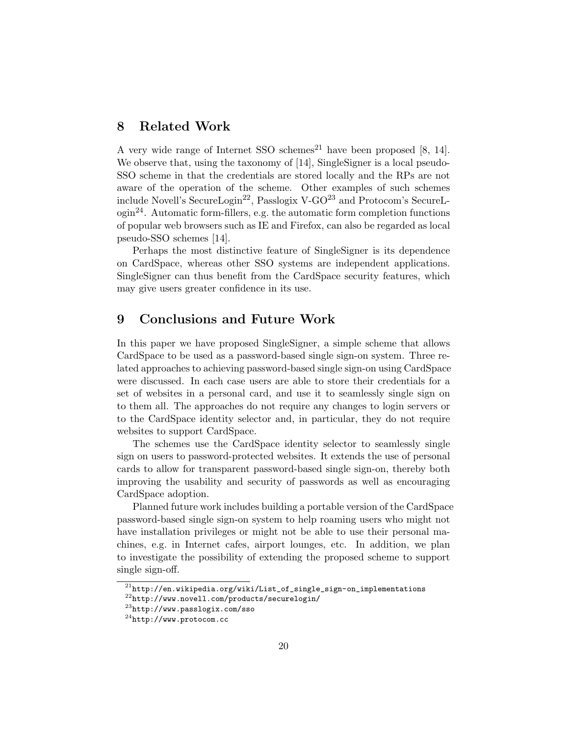## 8 Related Work

A very wide range of Internet SSO schemes[21] have been proposed [8, 14]. We observe that, using the taxonomy of [14], SingleSigner is a local pseudo-SSO scheme in that the credentials are stored locally and the RPs are not aware of the operation of the scheme. Other examples of such schemes include Novell's SecureLogin[22], Passlogix V-GO[23] and Protocom's SecureLogin[24]. Automatic form-fillers, e.g. the automatic form completion functions of popular web browsers such as IE and Firefox, can also be regarded as local pseudo-SSO schemes [14].

Perhaps the most distinctive feature of SingleSigner is its dependence on CardSpace, whereas other SSO systems are independent applications. SingleSigner can thus benefit from the CardSpace security features, which may give users greater confidence in its use.

## 9 Conclusions and Future Work

In this paper we have proposed SingleSigner, a simple scheme that allows CardSpace to be used as a password-based single sign-on system. Three related approaches to achieving password-based single sign-on using CardSpace were discussed. In each case users are able to store their credentials for a set of websites in a personal card, and use it to seamlessly single sign on to them all. The approaches do not require any changes to login servers or to the CardSpace identity selector and, in particular, they do not require websites to support CardSpace.

The schemes use the CardSpace identity selector to seamlessly single sign on users to password-protected websites. It extends the use of personal cards to allow for transparent password-based single sign-on, thereby both improving the usability and security of passwords as well as encouraging CardSpace adoption.

Planned future work includes building a portable version of the CardSpace password-based single sign-on system to help roaming users who might not have installation privileges or might not be able to use their personal machines, e.g. in Internet cafes, airport lounges, etc. In addition, we plan to investigate the possibility of extending the proposed scheme to support single sign-off.

---

[21] http://en.wikipedia.org/wiki/List_of_single_sign-on_implementations

[22] http://www.novell.com/products/securelogin/

[23] http://www.passlogix.com/sso

[24] http://www.protocom.cc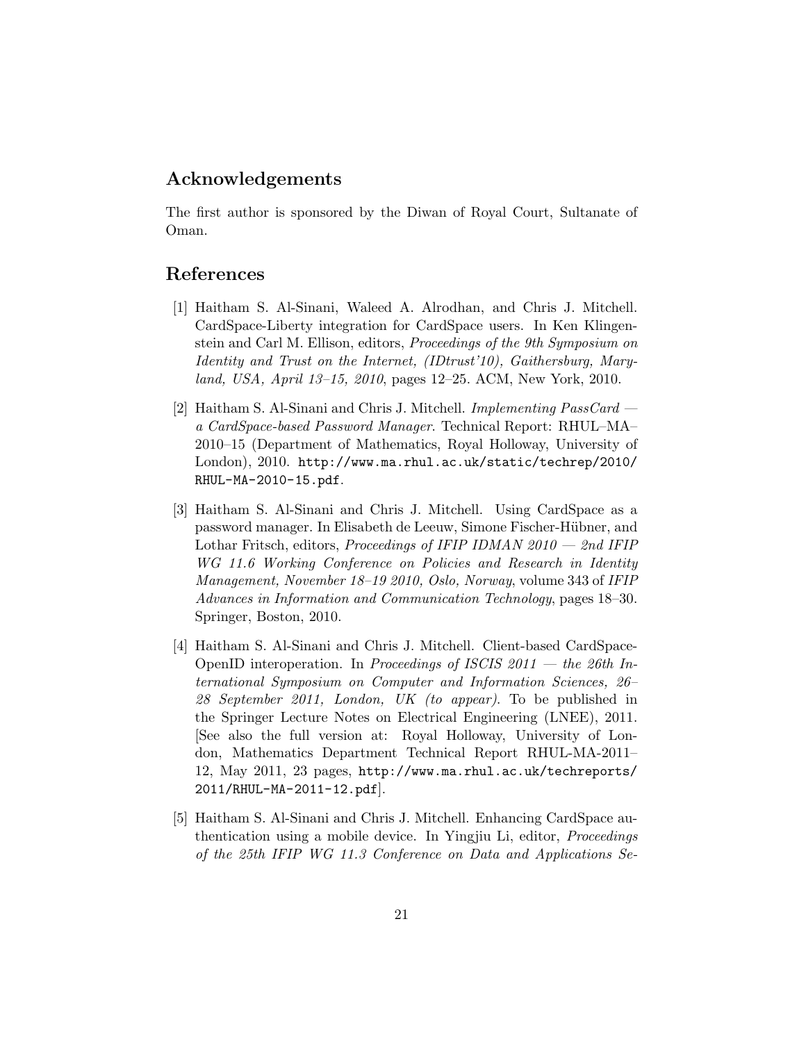## Acknowledgements

The first author is sponsored by the Diwan of Royal Court, Sultanate of Oman.

## References

[1] Haitham S. Al-Sinani, Waleed A. Alrodhan, and Chris J. Mitchell. CardSpace-Liberty integration for CardSpace users. In Ken Klingenstein and Carl M. Ellison, editors, *Proceedings of the 9th Symposium on Identity and Trust on the Internet, (IDtrust'10), Gaithersburg, Maryland, USA, April 13–15, 2010*, pages 12–25. ACM, New York, 2010.

[2] Haitham S. Al-Sinani and Chris J. Mitchell. *Implementing PassCard — a CardSpace-based Password Manager*. Technical Report: RHUL–MA–2010–15 (Department of Mathematics, Royal Holloway, University of London), 2010. `http://www.ma.rhul.ac.uk/static/techrep/2010/RHUL-MA-2010-15.pdf`.

[3] Haitham S. Al-Sinani and Chris J. Mitchell. Using CardSpace as a password manager. In Elisabeth de Leeuw, Simone Fischer-Hübner, and Lothar Fritsch, editors, *Proceedings of IFIP IDMAN 2010 — 2nd IFIP WG 11.6 Working Conference on Policies and Research in Identity Management, November 18–19 2010, Oslo, Norway*, volume 343 of *IFIP Advances in Information and Communication Technology*, pages 18–30. Springer, Boston, 2010.

[4] Haitham S. Al-Sinani and Chris J. Mitchell. Client-based CardSpace-OpenID interoperation. In *Proceedings of ISCIS 2011 — the 26th International Symposium on Computer and Information Sciences, 26–28 September 2011, London, UK (to appear)*. To be published in the Springer Lecture Notes on Electrical Engineering (LNEE), 2011. [See also the full version at: Royal Holloway, University of London, Mathematics Department Technical Report RHUL-MA-2011–12, May 2011, 23 pages, `http://www.ma.rhul.ac.uk/techreports/2011/RHUL-MA-2011-12.pdf`].

[5] Haitham S. Al-Sinani and Chris J. Mitchell. Enhancing CardSpace authentication using a mobile device. In Yingjiu Li, editor, *Proceedings of the 25th IFIP WG 11.3 Conference on Data and Applications Se-*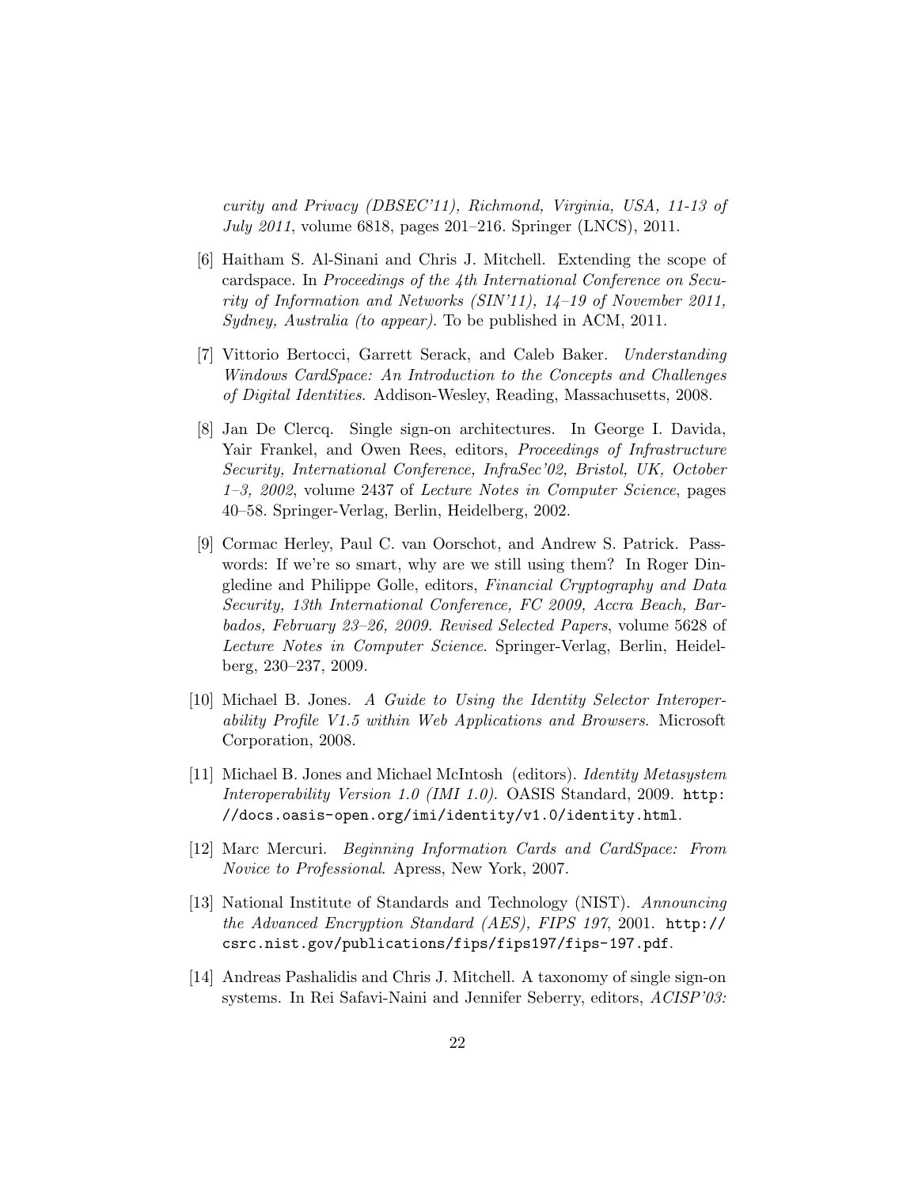*curity and Privacy (DBSEC'11), Richmond, Virginia, USA, 11-13 of July 2011*, volume 6818, pages 201–216. Springer (LNCS), 2011.

[6] Haitham S. Al-Sinani and Chris J. Mitchell. Extending the scope of cardspace. In *Proceedings of the 4th International Conference on Security of Information and Networks (SIN'11), 14–19 of November 2011, Sydney, Australia (to appear)*. To be published in ACM, 2011.

[7] Vittorio Bertocci, Garrett Serack, and Caleb Baker. *Understanding Windows CardSpace: An Introduction to the Concepts and Challenges of Digital Identities*. Addison-Wesley, Reading, Massachusetts, 2008.

[8] Jan De Clercq. Single sign-on architectures. In George I. Davida, Yair Frankel, and Owen Rees, editors, *Proceedings of Infrastructure Security, International Conference, InfraSec'02, Bristol, UK, October 1–3, 2002*, volume 2437 of *Lecture Notes in Computer Science*, pages 40–58. Springer-Verlag, Berlin, Heidelberg, 2002.

[9] Cormac Herley, Paul C. van Oorschot, and Andrew S. Patrick. Passwords: If we're so smart, why are we still using them? In Roger Dingledine and Philippe Golle, editors, *Financial Cryptography and Data Security, 13th International Conference, FC 2009, Accra Beach, Barbados, February 23–26, 2009. Revised Selected Papers*, volume 5628 of *Lecture Notes in Computer Science*. Springer-Verlag, Berlin, Heidelberg, 230–237, 2009.

[10] Michael B. Jones. *A Guide to Using the Identity Selector Interoperability Profile V1.5 within Web Applications and Browsers*. Microsoft Corporation, 2008.

[11] Michael B. Jones and Michael McIntosh (editors). *Identity Metasystem Interoperability Version 1.0 (IMI 1.0)*. OASIS Standard, 2009. `http://docs.oasis-open.org/imi/identity/v1.0/identity.html`.

[12] Marc Mercuri. *Beginning Information Cards and CardSpace: From Novice to Professional*. Apress, New York, 2007.

[13] National Institute of Standards and Technology (NIST). *Announcing the Advanced Encryption Standard (AES), FIPS 197*, 2001. `http://csrc.nist.gov/publications/fips/fips197/fips-197.pdf`.

[14] Andreas Pashalidis and Chris J. Mitchell. A taxonomy of single sign-on systems. In Rei Safavi-Naini and Jennifer Seberry, editors, *ACISP'03:*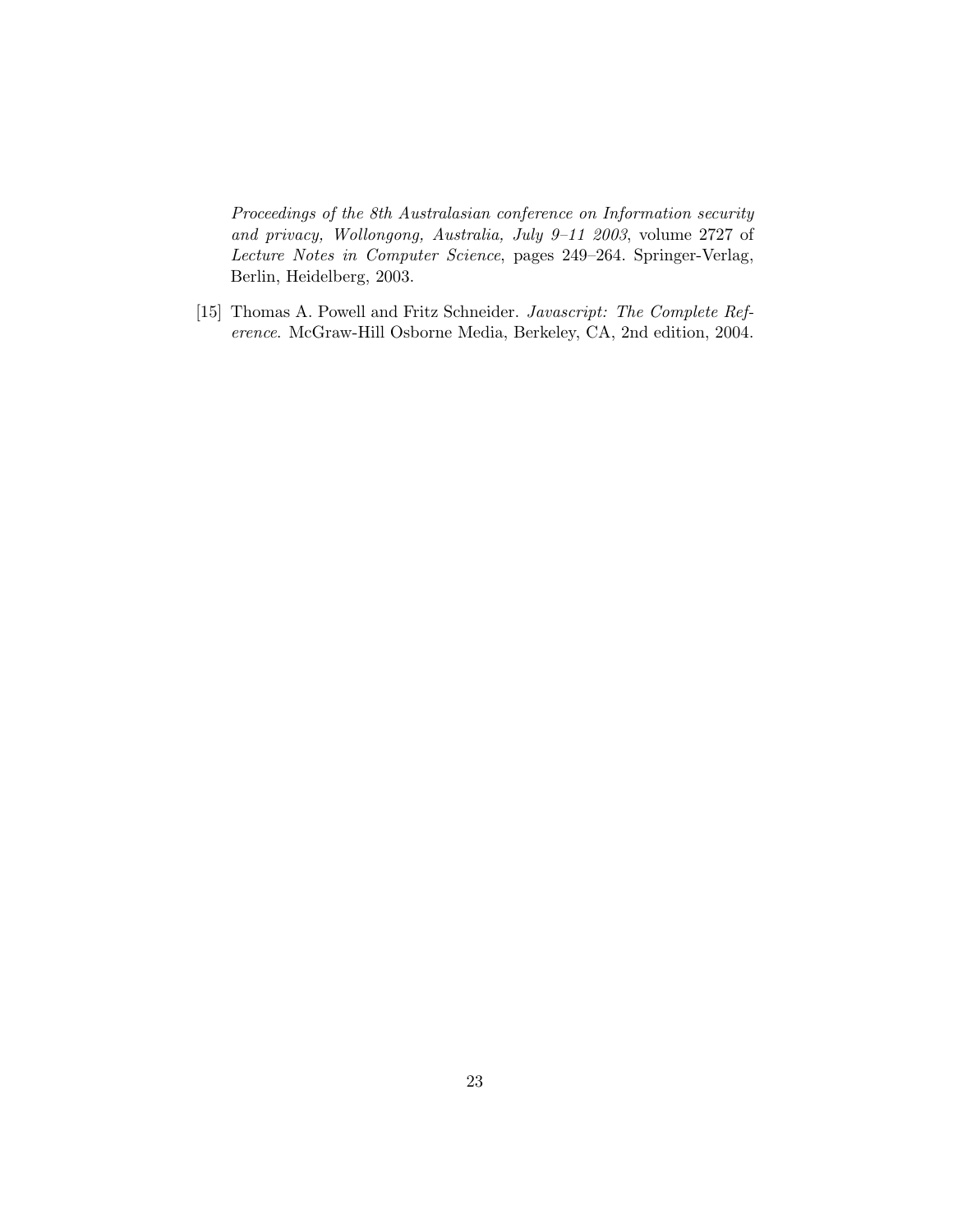*Proceedings of the 8th Australasian conference on Information security and privacy, Wollongong, Australia, July 9–11 2003*, volume 2727 of *Lecture Notes in Computer Science*, pages 249–264. Springer-Verlag, Berlin, Heidelberg, 2003.

[15] Thomas A. Powell and Fritz Schneider. *Javascript: The Complete Reference*. McGraw-Hill Osborne Media, Berkeley, CA, 2nd edition, 2004.